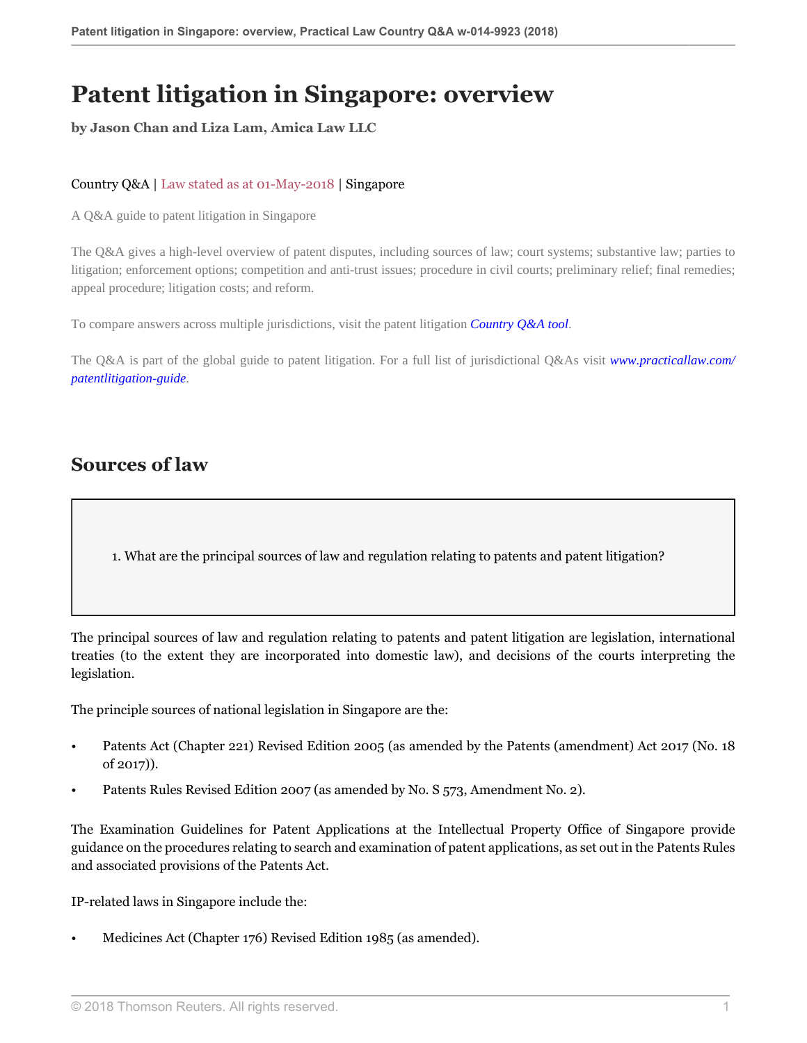# Patent litigation in Singapore: overview

**by Jason Chan and Liza Lam, Amica Law LLC**

Country Q&A | Law stated as at 01-May-2018 | Singapore

A Q&A guide to patent litigation in Singapore

The Q&A gives a high-level overview of patent disputes, including sources of law; court systems; substantive law; parties to litigation; enforcement options; competition and anti-trust issues; procedure in civil courts; preliminary relief; final remedies; appeal procedure; litigation costs; and reform.

To compare answers across multiple jurisdictions, visit the patent litigation *Country Q&A tool*.

The Q&A is part of the global guide to patent litigation. For a full list of jurisdictional Q&As visit *www.practicallaw.com/patentlitigation-guide*.

## Sources of law

1. What are the principal sources of law and regulation relating to patents and patent litigation?

The principal sources of law and regulation relating to patents and patent litigation are legislation, international treaties (to the extent they are incorporated into domestic law), and decisions of the courts interpreting the legislation.

The principle sources of national legislation in Singapore are the:

- Patents Act (Chapter 221) Revised Edition 2005 (as amended by the Patents (amendment) Act 2017 (No. 18 of 2017)).
- Patents Rules Revised Edition 2007 (as amended by No. S 573, Amendment No. 2).

The Examination Guidelines for Patent Applications at the Intellectual Property Office of Singapore provide guidance on the procedures relating to search and examination of patent applications, as set out in the Patents Rules and associated provisions of the Patents Act.

IP-related laws in Singapore include the:

- Medicines Act (Chapter 176) Revised Edition 1985 (as amended).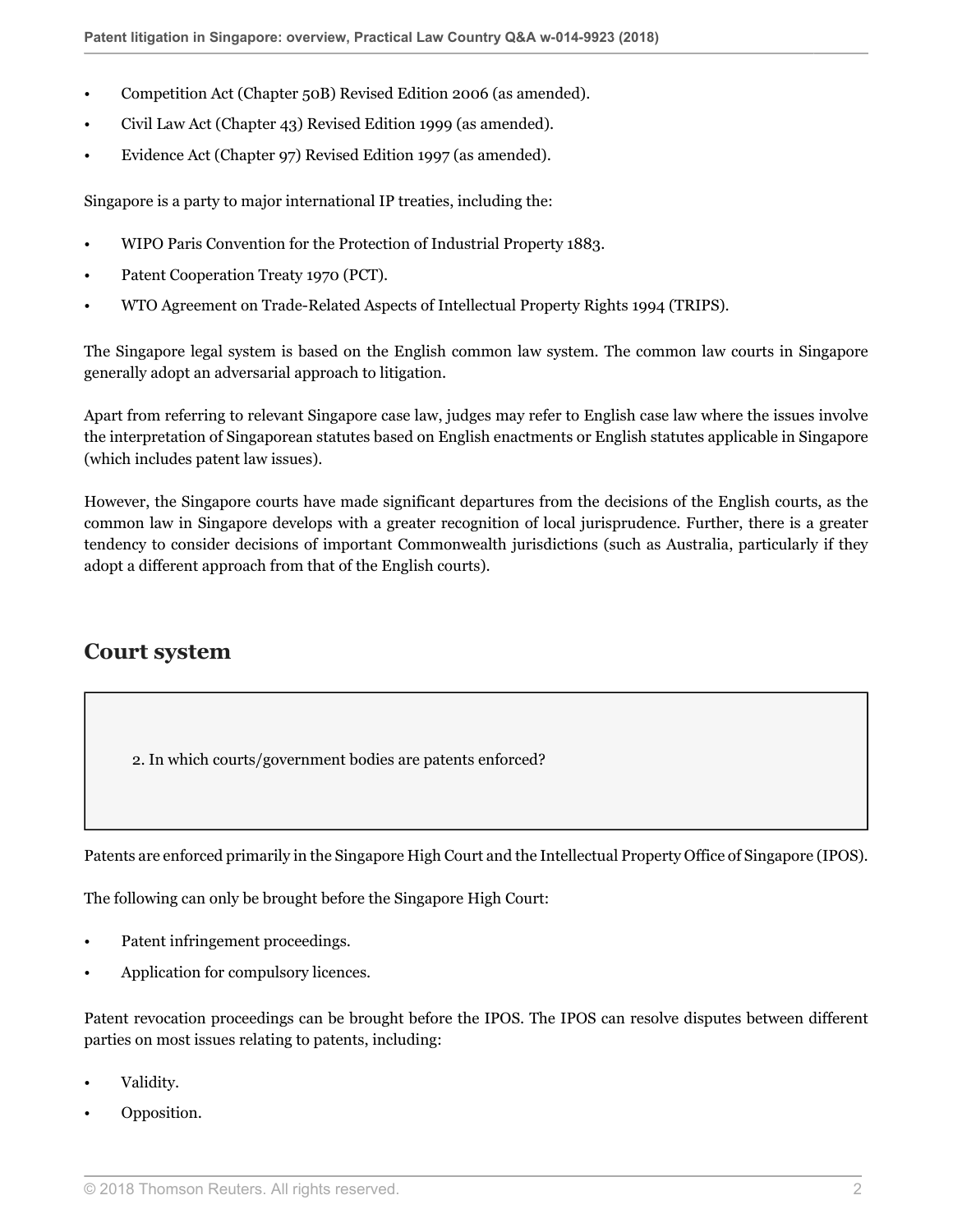- Competition Act (Chapter 50B) Revised Edition 2006 (as amended).
- Civil Law Act (Chapter 43) Revised Edition 1999 (as amended).
- Evidence Act (Chapter 97) Revised Edition 1997 (as amended).

Singapore is a party to major international IP treaties, including the:

- WIPO Paris Convention for the Protection of Industrial Property 1883.
- Patent Cooperation Treaty 1970 (PCT).
- WTO Agreement on Trade-Related Aspects of Intellectual Property Rights 1994 (TRIPS).

The Singapore legal system is based on the English common law system. The common law courts in Singapore generally adopt an adversarial approach to litigation.

Apart from referring to relevant Singapore case law, judges may refer to English case law where the issues involve the interpretation of Singaporean statutes based on English enactments or English statutes applicable in Singapore (which includes patent law issues).

However, the Singapore courts have made significant departures from the decisions of the English courts, as the common law in Singapore develops with a greater recognition of local jurisprudence. Further, there is a greater tendency to consider decisions of important Commonwealth jurisdictions (such as Australia, particularly if they adopt a different approach from that of the English courts).

## Court system

2. In which courts/government bodies are patents enforced?

Patents are enforced primarily in the Singapore High Court and the Intellectual Property Office of Singapore (IPOS).

The following can only be brought before the Singapore High Court:

- Patent infringement proceedings.
- Application for compulsory licences.

Patent revocation proceedings can be brought before the IPOS. The IPOS can resolve disputes between different parties on most issues relating to patents, including:

- Validity.
- Opposition.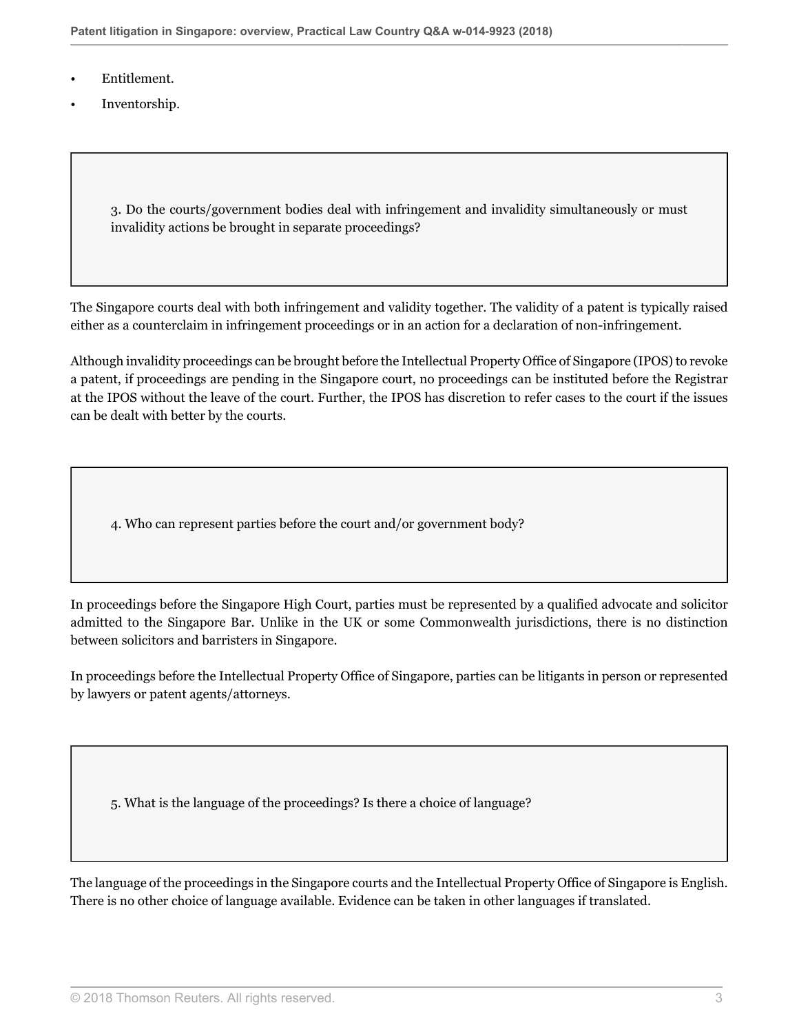- Entitlement.
- Inventorship.

### 3. Do the courts/government bodies deal with infringement and invalidity simultaneously or must invalidity actions be brought in separate proceedings?

The Singapore courts deal with both infringement and validity together. The validity of a patent is typically raised either as a counterclaim in infringement proceedings or in an action for a declaration of non-infringement.

Although invalidity proceedings can be brought before the Intellectual Property Office of Singapore (IPOS) to revoke a patent, if proceedings are pending in the Singapore court, no proceedings can be instituted before the Registrar at the IPOS without the leave of the court. Further, the IPOS has discretion to refer cases to the court if the issues can be dealt with better by the courts.

### 4. Who can represent parties before the court and/or government body?

In proceedings before the Singapore High Court, parties must be represented by a qualified advocate and solicitor admitted to the Singapore Bar. Unlike in the UK or some Commonwealth jurisdictions, there is no distinction between solicitors and barristers in Singapore.

In proceedings before the Intellectual Property Office of Singapore, parties can be litigants in person or represented by lawyers or patent agents/attorneys.

### 5. What is the language of the proceedings? Is there a choice of language?

The language of the proceedings in the Singapore courts and the Intellectual Property Office of Singapore is English. There is no other choice of language available. Evidence can be taken in other languages if translated.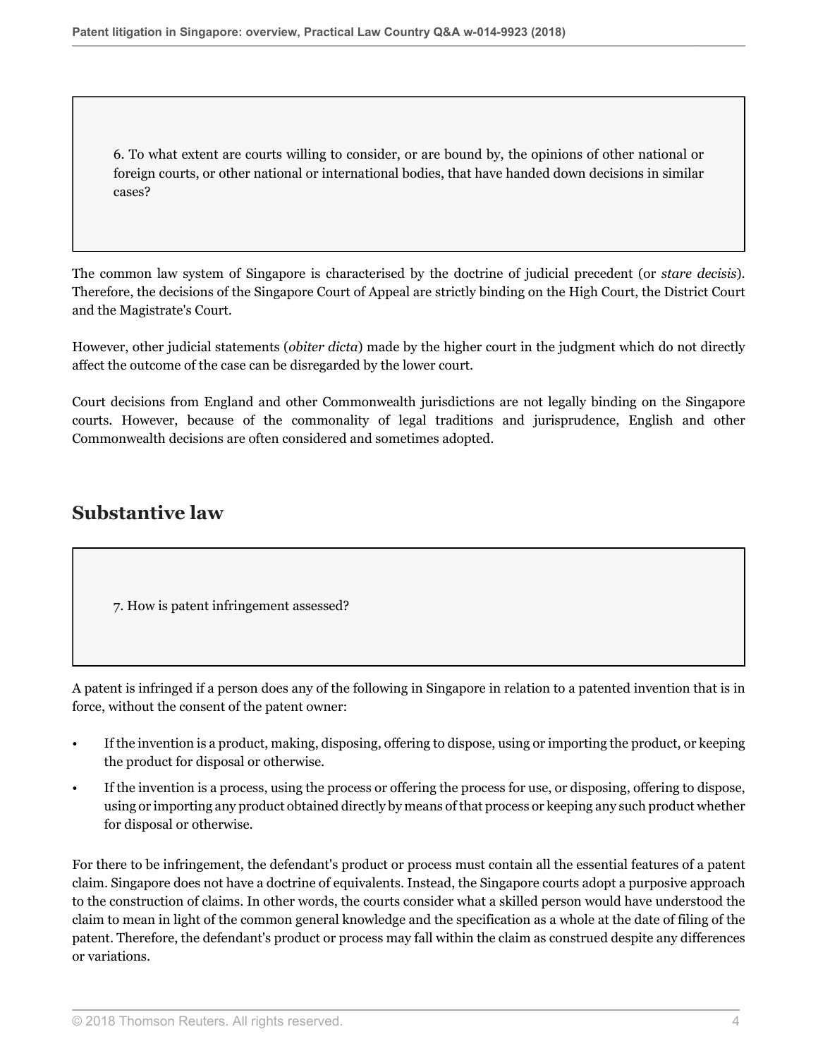6. To what extent are courts willing to consider, or are bound by, the opinions of other national or foreign courts, or other national or international bodies, that have handed down decisions in similar cases?

The common law system of Singapore is characterised by the doctrine of judicial precedent (or *stare decisis*). Therefore, the decisions of the Singapore Court of Appeal are strictly binding on the High Court, the District Court and the Magistrate's Court.

However, other judicial statements (*obiter dicta*) made by the higher court in the judgment which do not directly affect the outcome of the case can be disregarded by the lower court.

Court decisions from England and other Commonwealth jurisdictions are not legally binding on the Singapore courts. However, because of the commonality of legal traditions and jurisprudence, English and other Commonwealth decisions are often considered and sometimes adopted.

## Substantive law

7. How is patent infringement assessed?

A patent is infringed if a person does any of the following in Singapore in relation to a patented invention that is in force, without the consent of the patent owner:

- If the invention is a product, making, disposing, offering to dispose, using or importing the product, or keeping the product for disposal or otherwise.
- If the invention is a process, using the process or offering the process for use, or disposing, offering to dispose, using or importing any product obtained directly by means of that process or keeping any such product whether for disposal or otherwise.

For there to be infringement, the defendant's product or process must contain all the essential features of a patent claim. Singapore does not have a doctrine of equivalents. Instead, the Singapore courts adopt a purposive approach to the construction of claims. In other words, the courts consider what a skilled person would have understood the claim to mean in light of the common general knowledge and the specification as a whole at the date of filing of the patent. Therefore, the defendant's product or process may fall within the claim as construed despite any differences or variations.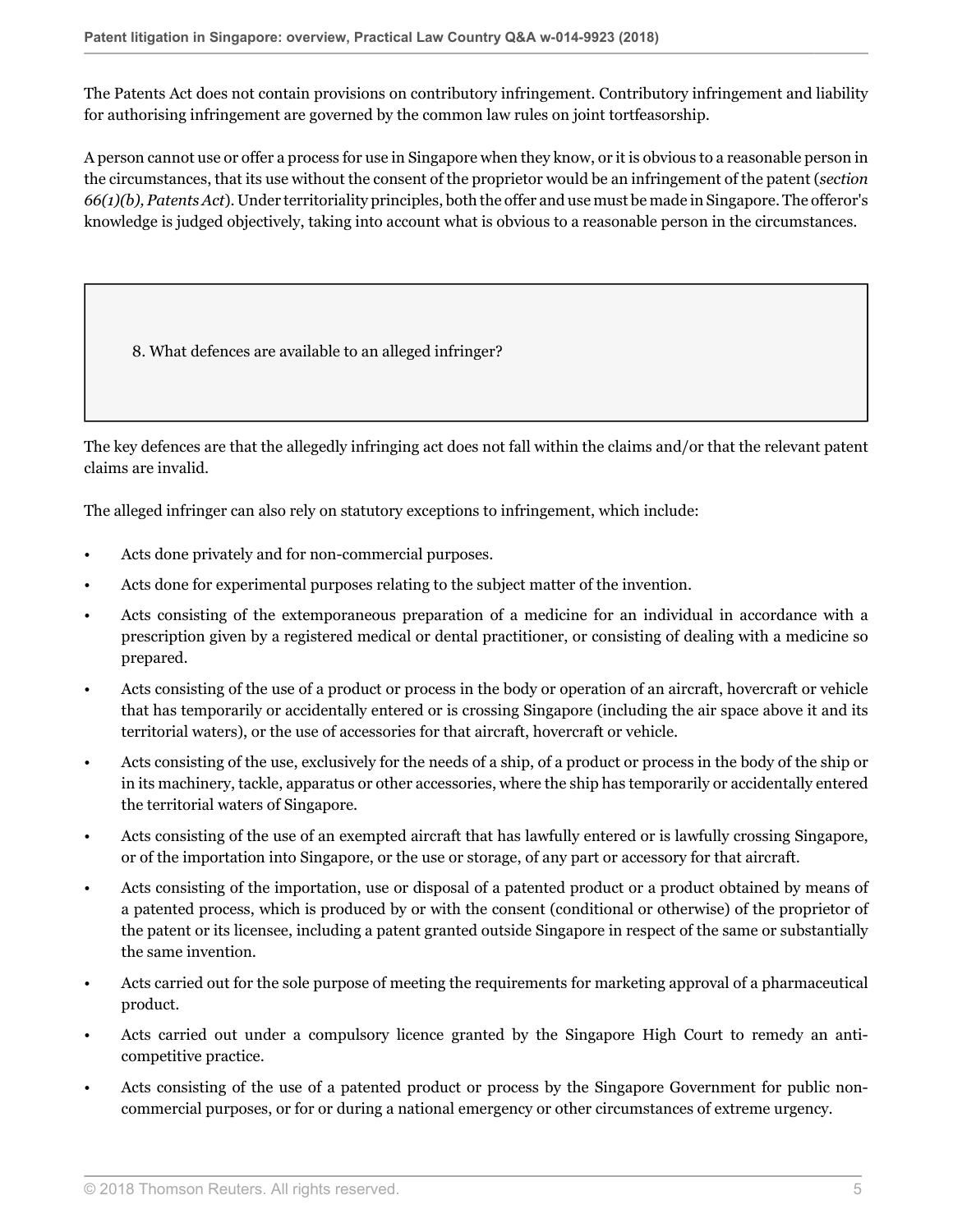The Patents Act does not contain provisions on contributory infringement. Contributory infringement and liability for authorising infringement are governed by the common law rules on joint tortfeasorship.

A person cannot use or offer a process for use in Singapore when they know, or it is obvious to a reasonable person in the circumstances, that its use without the consent of the proprietor would be an infringement of the patent (*section 66(1)(b), Patents Act*). Under territoriality principles, both the offer and use must be made in Singapore. The offeror's knowledge is judged objectively, taking into account what is obvious to a reasonable person in the circumstances.

## 8. What defences are available to an alleged infringer?

The key defences are that the allegedly infringing act does not fall within the claims and/or that the relevant patent claims are invalid.

The alleged infringer can also rely on statutory exceptions to infringement, which include:

- Acts done privately and for non-commercial purposes.
- Acts done for experimental purposes relating to the subject matter of the invention.
- Acts consisting of the extemporaneous preparation of a medicine for an individual in accordance with a prescription given by a registered medical or dental practitioner, or consisting of dealing with a medicine so prepared.
- Acts consisting of the use of a product or process in the body or operation of an aircraft, hovercraft or vehicle that has temporarily or accidentally entered or is crossing Singapore (including the air space above it and its territorial waters), or the use of accessories for that aircraft, hovercraft or vehicle.
- Acts consisting of the use, exclusively for the needs of a ship, of a product or process in the body of the ship or in its machinery, tackle, apparatus or other accessories, where the ship has temporarily or accidentally entered the territorial waters of Singapore.
- Acts consisting of the use of an exempted aircraft that has lawfully entered or is lawfully crossing Singapore, or of the importation into Singapore, or the use or storage, of any part or accessory for that aircraft.
- Acts consisting of the importation, use or disposal of a patented product or a product obtained by means of a patented process, which is produced by or with the consent (conditional or otherwise) of the proprietor of the patent or its licensee, including a patent granted outside Singapore in respect of the same or substantially the same invention.
- Acts carried out for the sole purpose of meeting the requirements for marketing approval of a pharmaceutical product.
- Acts carried out under a compulsory licence granted by the Singapore High Court to remedy an anti-competitive practice.
- Acts consisting of the use of a patented product or process by the Singapore Government for public non-commercial purposes, or for or during a national emergency or other circumstances of extreme urgency.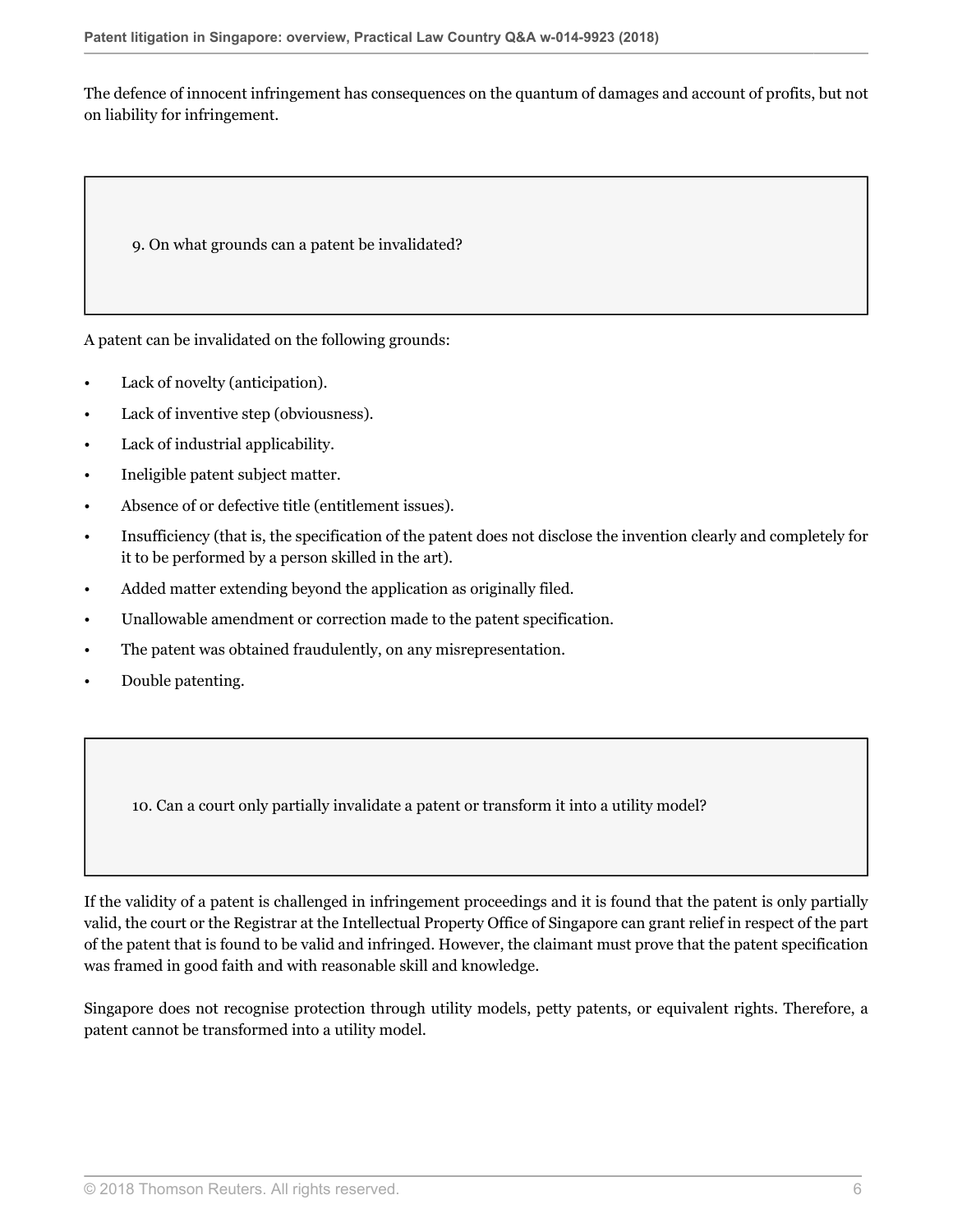The defence of innocent infringement has consequences on the quantum of damages and account of profits, but not on liability for infringement.

## 9. On what grounds can a patent be invalidated?

A patent can be invalidated on the following grounds:

- Lack of novelty (anticipation).
- Lack of inventive step (obviousness).
- Lack of industrial applicability.
- Ineligible patent subject matter.
- Absence of or defective title (entitlement issues).
- Insufficiency (that is, the specification of the patent does not disclose the invention clearly and completely for it to be performed by a person skilled in the art).
- Added matter extending beyond the application as originally filed.
- Unallowable amendment or correction made to the patent specification.
- The patent was obtained fraudulently, on any misrepresentation.
- Double patenting.

## 10. Can a court only partially invalidate a patent or transform it into a utility model?

If the validity of a patent is challenged in infringement proceedings and it is found that the patent is only partially valid, the court or the Registrar at the Intellectual Property Office of Singapore can grant relief in respect of the part of the patent that is found to be valid and infringed. However, the claimant must prove that the patent specification was framed in good faith and with reasonable skill and knowledge.

Singapore does not recognise protection through utility models, petty patents, or equivalent rights. Therefore, a patent cannot be transformed into a utility model.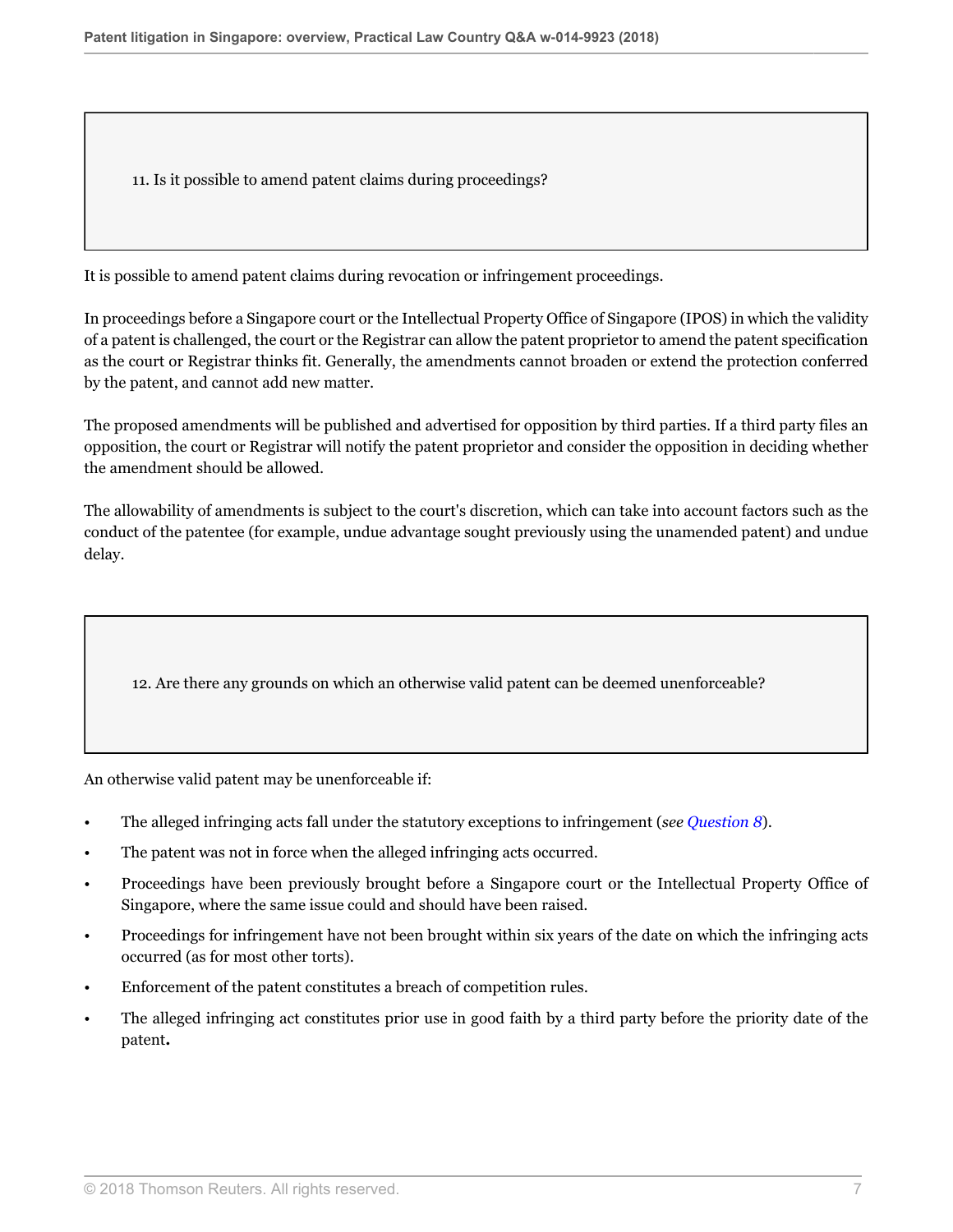### 11. Is it possible to amend patent claims during proceedings?

It is possible to amend patent claims during revocation or infringement proceedings.

In proceedings before a Singapore court or the Intellectual Property Office of Singapore (IPOS) in which the validity of a patent is challenged, the court or the Registrar can allow the patent proprietor to amend the patent specification as the court or Registrar thinks fit. Generally, the amendments cannot broaden or extend the protection conferred by the patent, and cannot add new matter.

The proposed amendments will be published and advertised for opposition by third parties. If a third party files an opposition, the court or Registrar will notify the patent proprietor and consider the opposition in deciding whether the amendment should be allowed.

The allowability of amendments is subject to the court's discretion, which can take into account factors such as the conduct of the patentee (for example, undue advantage sought previously using the unamended patent) and undue delay.

### 12. Are there any grounds on which an otherwise valid patent can be deemed unenforceable?

An otherwise valid patent may be unenforceable if:

- The alleged infringing acts fall under the statutory exceptions to infringement (*see Question 8*).
- The patent was not in force when the alleged infringing acts occurred.
- Proceedings have been previously brought before a Singapore court or the Intellectual Property Office of Singapore, where the same issue could and should have been raised.
- Proceedings for infringement have not been brought within six years of the date on which the infringing acts occurred (as for most other torts).
- Enforcement of the patent constitutes a breach of competition rules.
- The alleged infringing act constitutes prior use in good faith by a third party before the priority date of the patent.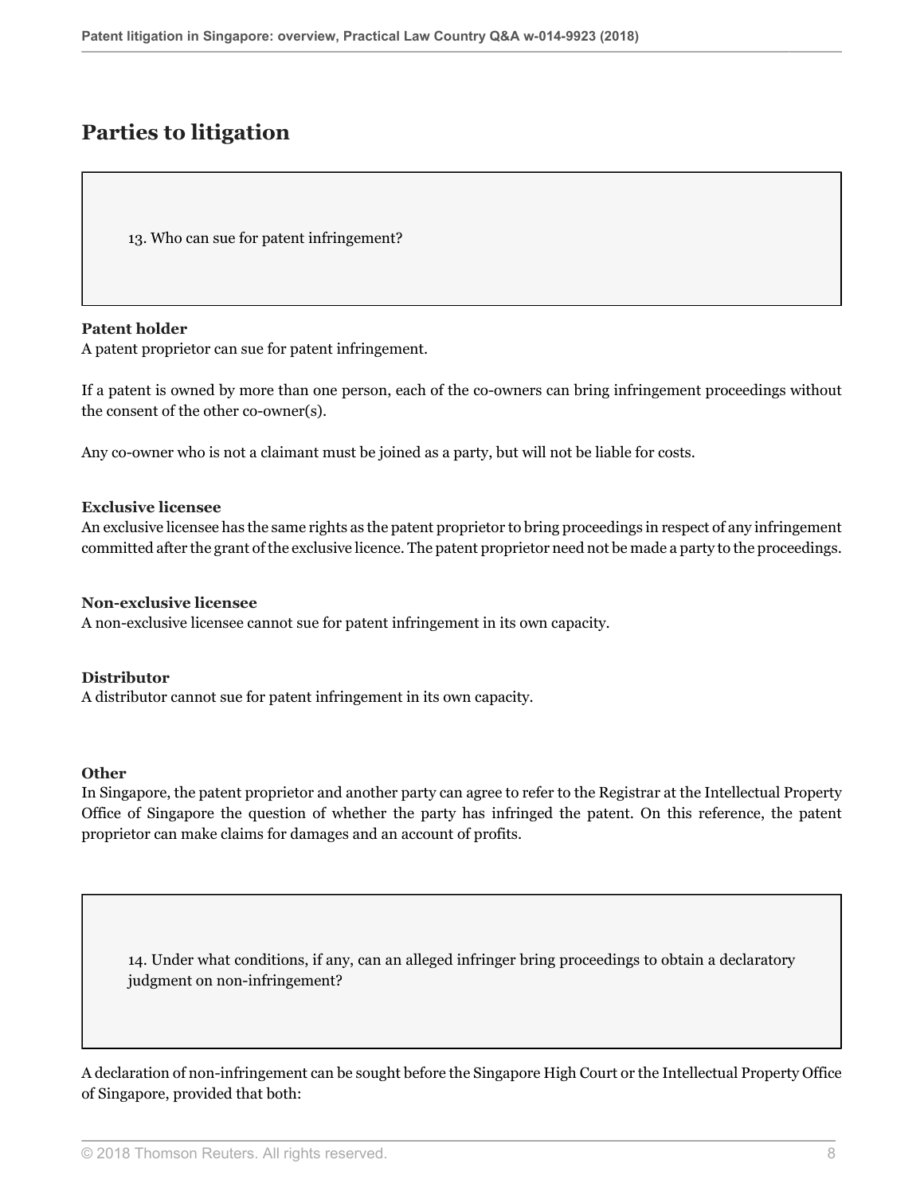## Parties to litigation

13. Who can sue for patent infringement?

**Patent holder**
A patent proprietor can sue for patent infringement.

If a patent is owned by more than one person, each of the co-owners can bring infringement proceedings without the consent of the other co-owner(s).

Any co-owner who is not a claimant must be joined as a party, but will not be liable for costs.

**Exclusive licensee**
An exclusive licensee has the same rights as the patent proprietor to bring proceedings in respect of any infringement committed after the grant of the exclusive licence. The patent proprietor need not be made a party to the proceedings.

**Non-exclusive licensee**
A non-exclusive licensee cannot sue for patent infringement in its own capacity.

**Distributor**
A distributor cannot sue for patent infringement in its own capacity.

**Other**
In Singapore, the patent proprietor and another party can agree to refer to the Registrar at the Intellectual Property Office of Singapore the question of whether the party has infringed the patent. On this reference, the patent proprietor can make claims for damages and an account of profits.

14. Under what conditions, if any, can an alleged infringer bring proceedings to obtain a declaratory judgment on non-infringement?

A declaration of non-infringement can be sought before the Singapore High Court or the Intellectual Property Office of Singapore, provided that both: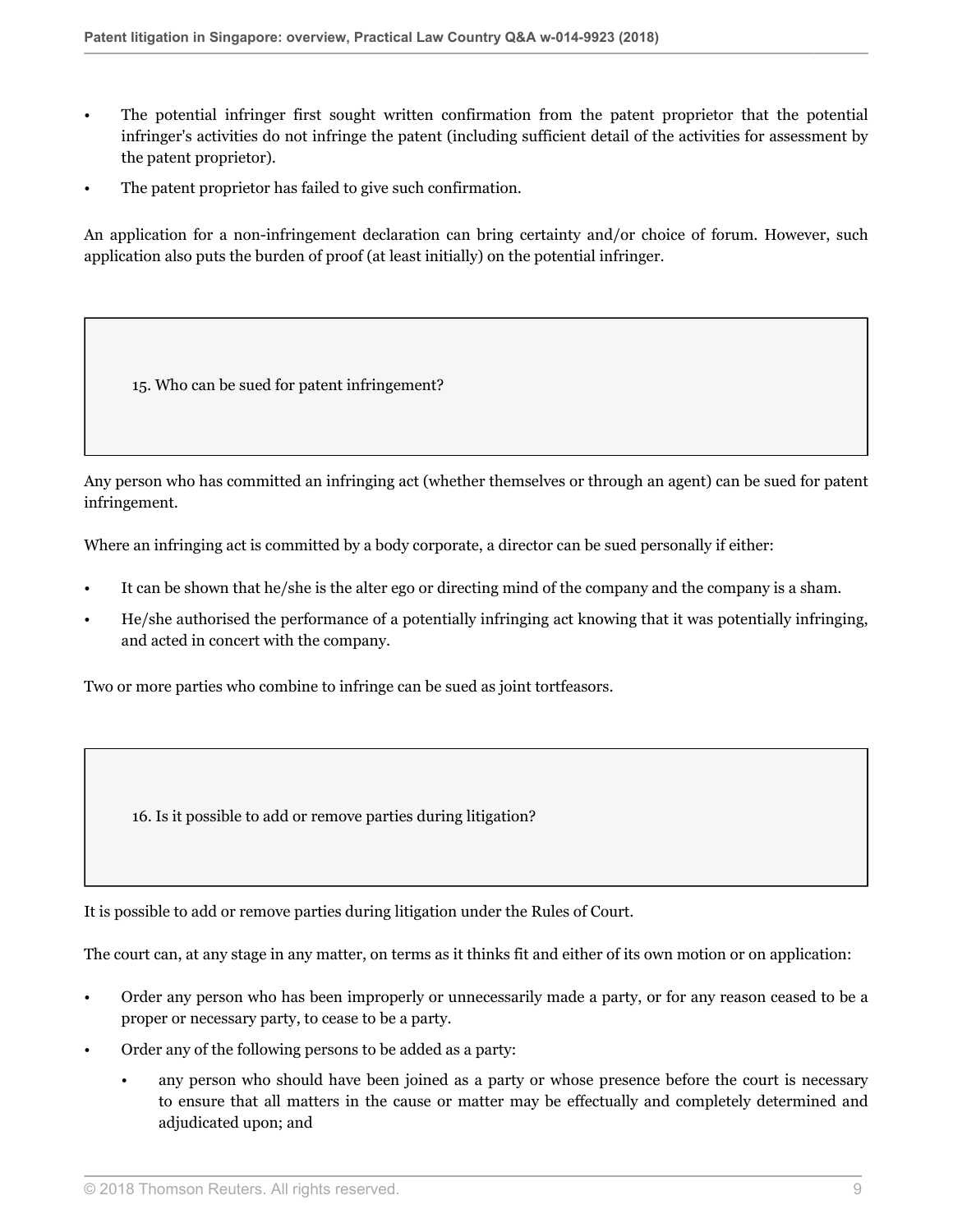- The potential infringer first sought written confirmation from the patent proprietor that the potential infringer's activities do not infringe the patent (including sufficient detail of the activities for assessment by the patent proprietor).
- The patent proprietor has failed to give such confirmation.

An application for a non-infringement declaration can bring certainty and/or choice of forum. However, such application also puts the burden of proof (at least initially) on the potential infringer.

### 15. Who can be sued for patent infringement?

Any person who has committed an infringing act (whether themselves or through an agent) can be sued for patent infringement.

Where an infringing act is committed by a body corporate, a director can be sued personally if either:

- It can be shown that he/she is the alter ego or directing mind of the company and the company is a sham.
- He/she authorised the performance of a potentially infringing act knowing that it was potentially infringing, and acted in concert with the company.

Two or more parties who combine to infringe can be sued as joint tortfeasors.

### 16. Is it possible to add or remove parties during litigation?

It is possible to add or remove parties during litigation under the Rules of Court.

The court can, at any stage in any matter, on terms as it thinks fit and either of its own motion or on application:

- Order any person who has been improperly or unnecessarily made a party, or for any reason ceased to be a proper or necessary party, to cease to be a party.
- Order any of the following persons to be added as a party:
  - any person who should have been joined as a party or whose presence before the court is necessary to ensure that all matters in the cause or matter may be effectually and completely determined and adjudicated upon; and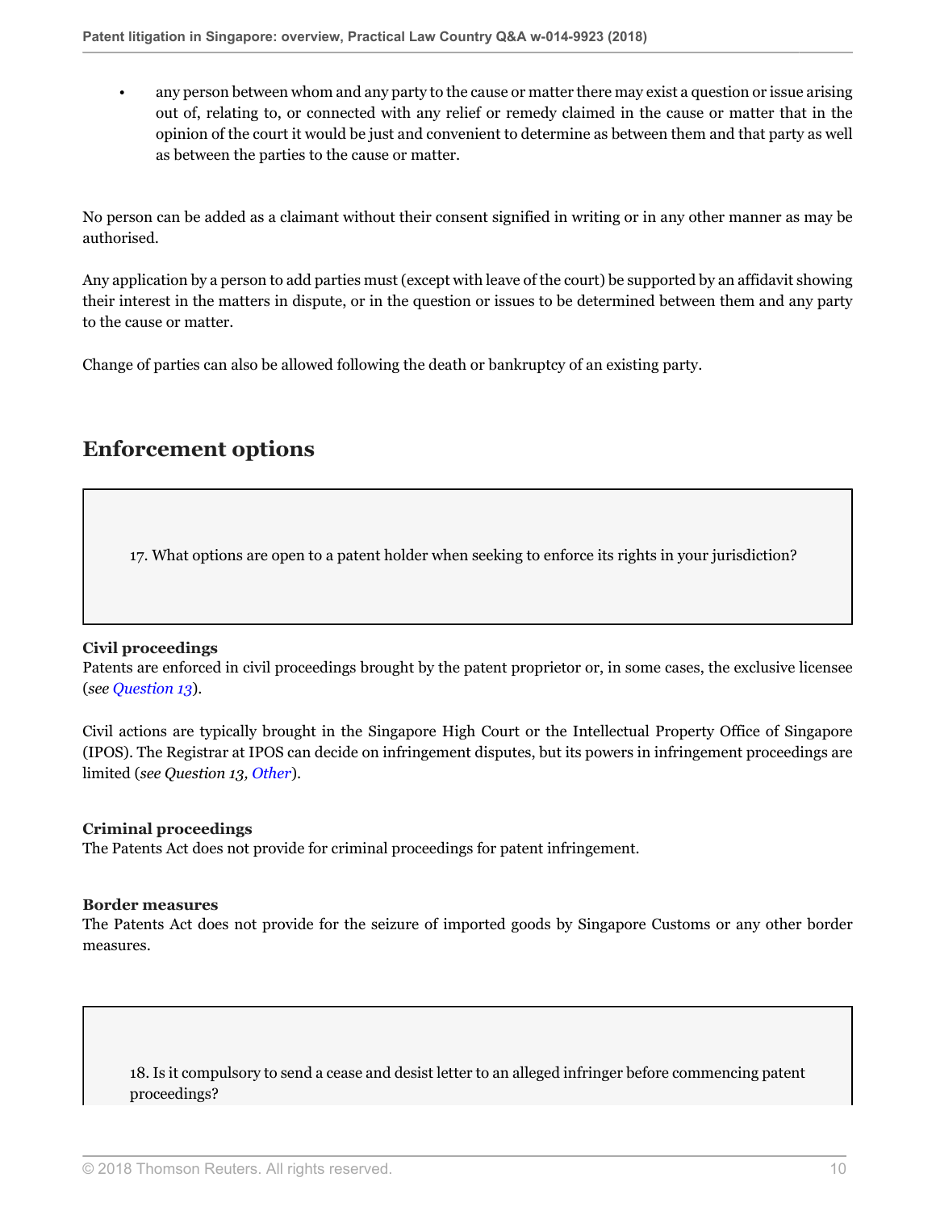- any person between whom and any party to the cause or matter there may exist a question or issue arising out of, relating to, or connected with any relief or remedy claimed in the cause or matter that in the opinion of the court it would be just and convenient to determine as between them and that party as well as between the parties to the cause or matter.

No person can be added as a claimant without their consent signified in writing or in any other manner as may be authorised.

Any application by a person to add parties must (except with leave of the court) be supported by an affidavit showing their interest in the matters in dispute, or in the question or issues to be determined between them and any party to the cause or matter.

Change of parties can also be allowed following the death or bankruptcy of an existing party.

## Enforcement options

> 17. What options are open to a patent holder when seeking to enforce its rights in your jurisdiction?

**Civil proceedings**
Patents are enforced in civil proceedings brought by the patent proprietor or, in some cases, the exclusive licensee (*see Question 13*).

Civil actions are typically brought in the Singapore High Court or the Intellectual Property Office of Singapore (IPOS). The Registrar at IPOS can decide on infringement disputes, but its powers in infringement proceedings are limited (*see Question 13, Other*).

**Criminal proceedings**
The Patents Act does not provide for criminal proceedings for patent infringement.

**Border measures**
The Patents Act does not provide for the seizure of imported goods by Singapore Customs or any other border measures.

> 18. Is it compulsory to send a cease and desist letter to an alleged infringer before commencing patent proceedings?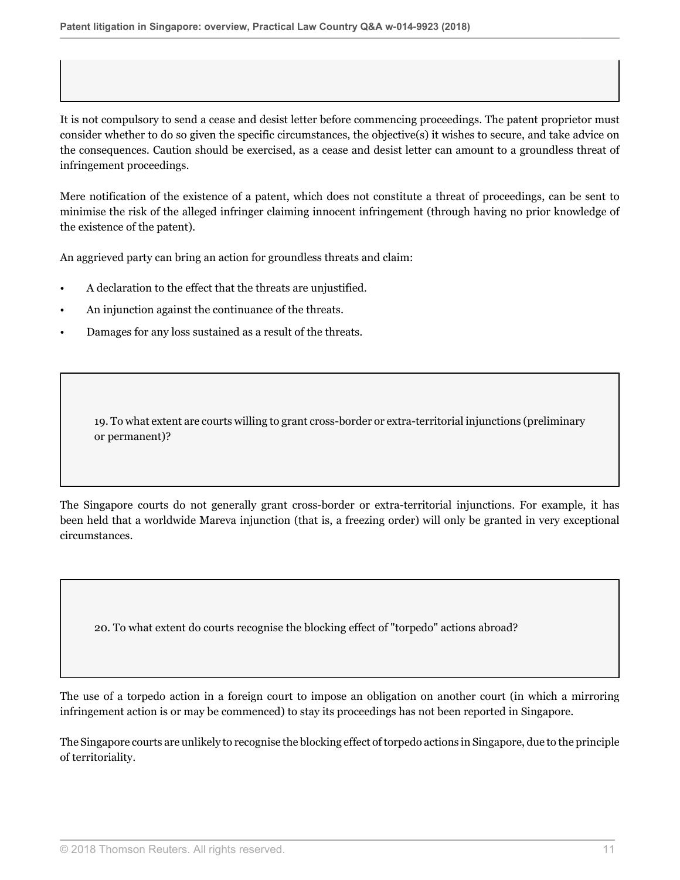It is not compulsory to send a cease and desist letter before commencing proceedings. The patent proprietor must consider whether to do so given the specific circumstances, the objective(s) it wishes to secure, and take advice on the consequences. Caution should be exercised, as a cease and desist letter can amount to a groundless threat of infringement proceedings.

Mere notification of the existence of a patent, which does not constitute a threat of proceedings, can be sent to minimise the risk of the alleged infringer claiming innocent infringement (through having no prior knowledge of the existence of the patent).

An aggrieved party can bring an action for groundless threats and claim:

- A declaration to the effect that the threats are unjustified.
- An injunction against the continuance of the threats.
- Damages for any loss sustained as a result of the threats.

### 19. To what extent are courts willing to grant cross-border or extra-territorial injunctions (preliminary or permanent)?

The Singapore courts do not generally grant cross-border or extra-territorial injunctions. For example, it has been held that a worldwide Mareva injunction (that is, a freezing order) will only be granted in very exceptional circumstances.

### 20. To what extent do courts recognise the blocking effect of "torpedo" actions abroad?

The use of a torpedo action in a foreign court to impose an obligation on another court (in which a mirroring infringement action is or may be commenced) to stay its proceedings has not been reported in Singapore.

The Singapore courts are unlikely to recognise the blocking effect of torpedo actions in Singapore, due to the principle of territoriality.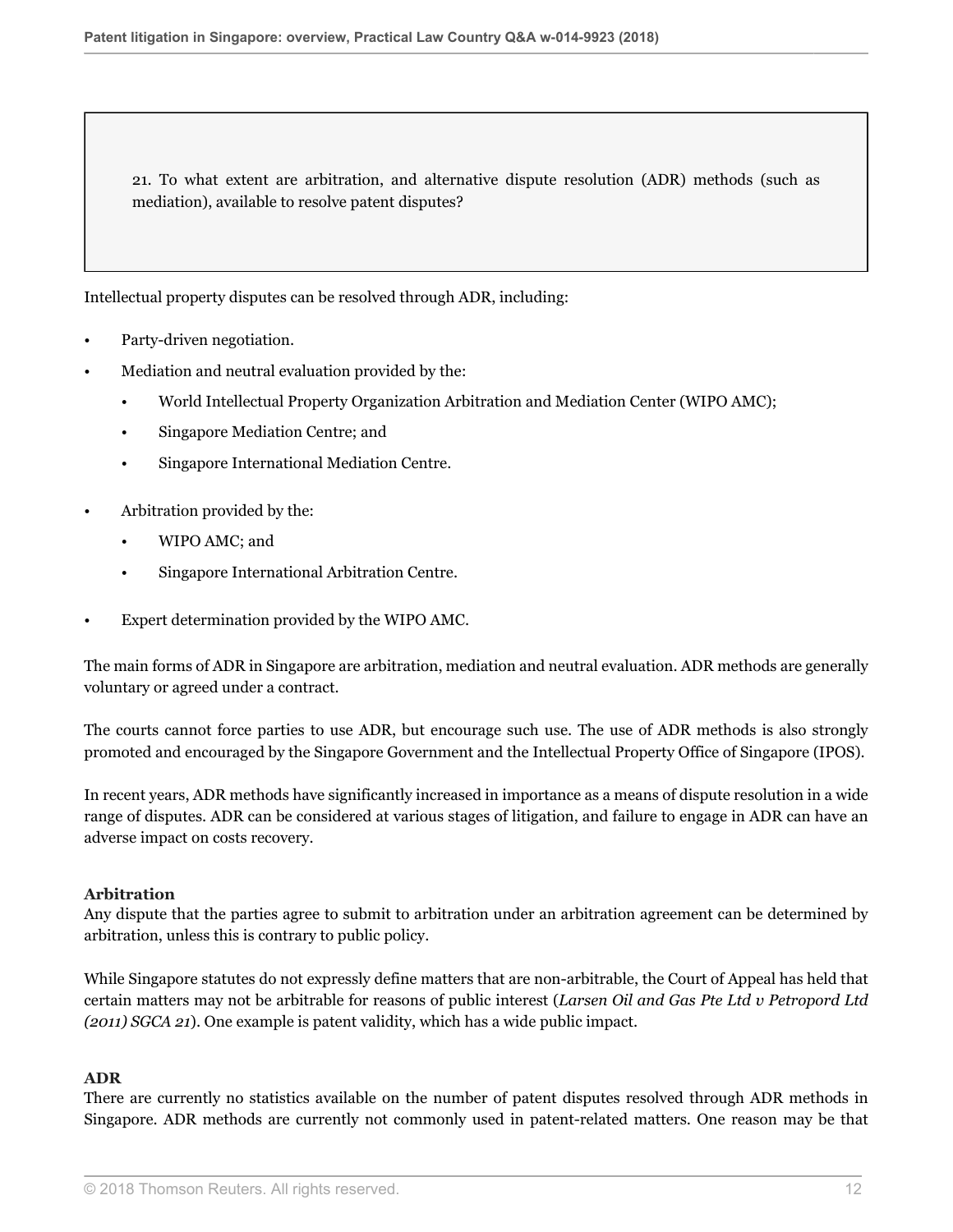21. To what extent are arbitration, and alternative dispute resolution (ADR) methods (such as mediation), available to resolve patent disputes?

Intellectual property disputes can be resolved through ADR, including:

- Party-driven negotiation.
- Mediation and neutral evaluation provided by the:
  - World Intellectual Property Organization Arbitration and Mediation Center (WIPO AMC);
  - Singapore Mediation Centre; and
  - Singapore International Mediation Centre.
- Arbitration provided by the:
  - WIPO AMC; and
  - Singapore International Arbitration Centre.
- Expert determination provided by the WIPO AMC.

The main forms of ADR in Singapore are arbitration, mediation and neutral evaluation. ADR methods are generally voluntary or agreed under a contract.

The courts cannot force parties to use ADR, but encourage such use. The use of ADR methods is also strongly promoted and encouraged by the Singapore Government and the Intellectual Property Office of Singapore (IPOS).

In recent years, ADR methods have significantly increased in importance as a means of dispute resolution in a wide range of disputes. ADR can be considered at various stages of litigation, and failure to engage in ADR can have an adverse impact on costs recovery.

**Arbitration**

Any dispute that the parties agree to submit to arbitration under an arbitration agreement can be determined by arbitration, unless this is contrary to public policy.

While Singapore statutes do not expressly define matters that are non-arbitrable, the Court of Appeal has held that certain matters may not be arbitrable for reasons of public interest (*Larsen Oil and Gas Pte Ltd v Petropord Ltd (2011) SGCA 21*). One example is patent validity, which has a wide public impact.

**ADR**

There are currently no statistics available on the number of patent disputes resolved through ADR methods in Singapore. ADR methods are currently not commonly used in patent-related matters. One reason may be that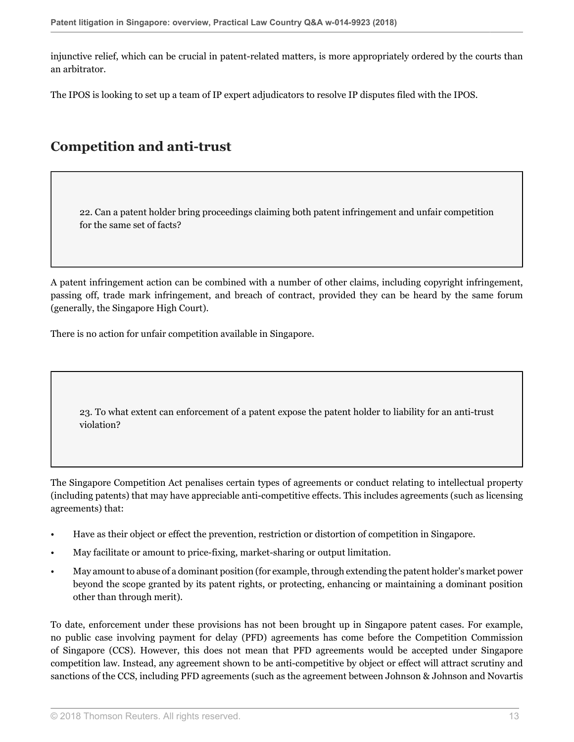injunctive relief, which can be crucial in patent-related matters, is more appropriately ordered by the courts than an arbitrator.

The IPOS is looking to set up a team of IP expert adjudicators to resolve IP disputes filed with the IPOS.

## Competition and anti-trust

> 22. Can a patent holder bring proceedings claiming both patent infringement and unfair competition for the same set of facts?

A patent infringement action can be combined with a number of other claims, including copyright infringement, passing off, trade mark infringement, and breach of contract, provided they can be heard by the same forum (generally, the Singapore High Court).

There is no action for unfair competition available in Singapore.

> 23. To what extent can enforcement of a patent expose the patent holder to liability for an anti-trust violation?

The Singapore Competition Act penalises certain types of agreements or conduct relating to intellectual property (including patents) that may have appreciable anti-competitive effects. This includes agreements (such as licensing agreements) that:

- Have as their object or effect the prevention, restriction or distortion of competition in Singapore.
- May facilitate or amount to price-fixing, market-sharing or output limitation.
- May amount to abuse of a dominant position (for example, through extending the patent holder's market power beyond the scope granted by its patent rights, or protecting, enhancing or maintaining a dominant position other than through merit).

To date, enforcement under these provisions has not been brought up in Singapore patent cases. For example, no public case involving payment for delay (PFD) agreements has come before the Competition Commission of Singapore (CCS). However, this does not mean that PFD agreements would be accepted under Singapore competition law. Instead, any agreement shown to be anti-competitive by object or effect will attract scrutiny and sanctions of the CCS, including PFD agreements (such as the agreement between Johnson & Johnson and Novartis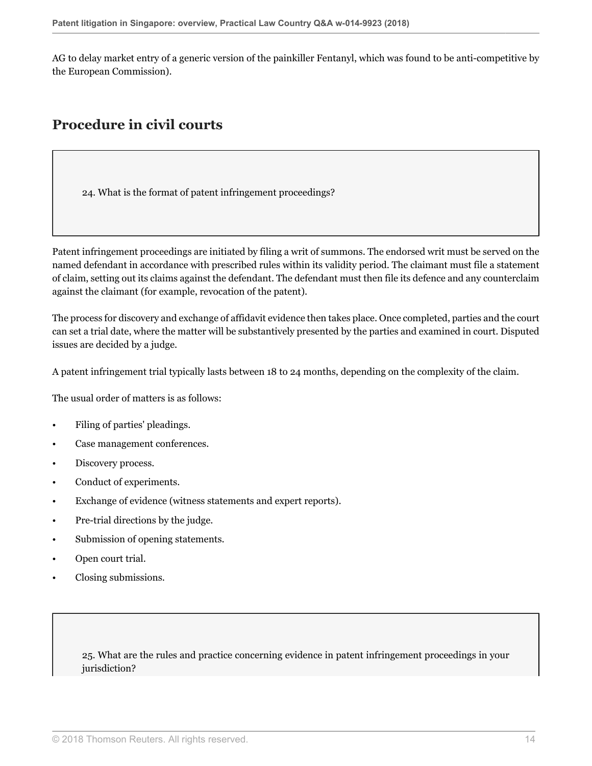AG to delay market entry of a generic version of the painkiller Fentanyl, which was found to be anti-competitive by the European Commission).

## Procedure in civil courts

24. What is the format of patent infringement proceedings?

Patent infringement proceedings are initiated by filing a writ of summons. The endorsed writ must be served on the named defendant in accordance with prescribed rules within its validity period. The claimant must file a statement of claim, setting out its claims against the defendant. The defendant must then file its defence and any counterclaim against the claimant (for example, revocation of the patent).

The process for discovery and exchange of affidavit evidence then takes place. Once completed, parties and the court can set a trial date, where the matter will be substantively presented by the parties and examined in court. Disputed issues are decided by a judge.

A patent infringement trial typically lasts between 18 to 24 months, depending on the complexity of the claim.

The usual order of matters is as follows:

- Filing of parties' pleadings.
- Case management conferences.
- Discovery process.
- Conduct of experiments.
- Exchange of evidence (witness statements and expert reports).
- Pre-trial directions by the judge.
- Submission of opening statements.
- Open court trial.
- Closing submissions.

25. What are the rules and practice concerning evidence in patent infringement proceedings in your jurisdiction?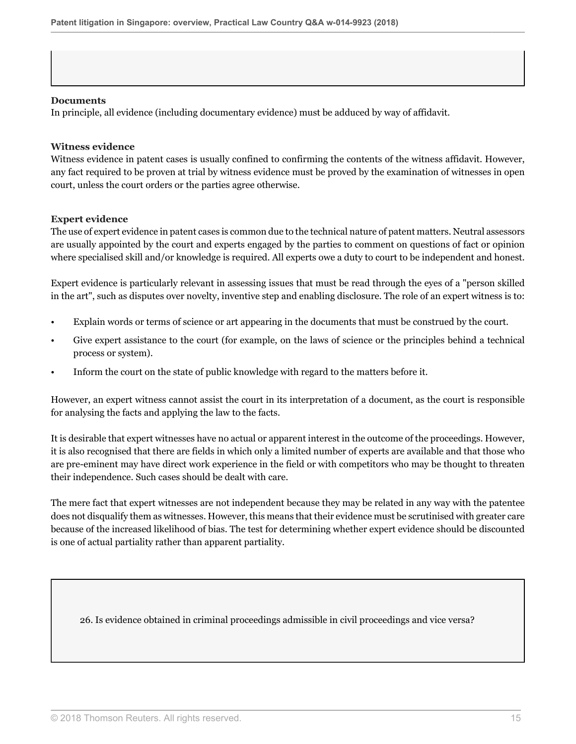**Documents**

In principle, all evidence (including documentary evidence) must be adduced by way of affidavit.

**Witness evidence**

Witness evidence in patent cases is usually confined to confirming the contents of the witness affidavit. However, any fact required to be proven at trial by witness evidence must be proved by the examination of witnesses in open court, unless the court orders or the parties agree otherwise.

**Expert evidence**

The use of expert evidence in patent cases is common due to the technical nature of patent matters. Neutral assessors are usually appointed by the court and experts engaged by the parties to comment on questions of fact or opinion where specialised skill and/or knowledge is required. All experts owe a duty to court to be independent and honest.

Expert evidence is particularly relevant in assessing issues that must be read through the eyes of a "person skilled in the art", such as disputes over novelty, inventive step and enabling disclosure. The role of an expert witness is to:

- Explain words or terms of science or art appearing in the documents that must be construed by the court.
- Give expert assistance to the court (for example, on the laws of science or the principles behind a technical process or system).
- Inform the court on the state of public knowledge with regard to the matters before it.

However, an expert witness cannot assist the court in its interpretation of a document, as the court is responsible for analysing the facts and applying the law to the facts.

It is desirable that expert witnesses have no actual or apparent interest in the outcome of the proceedings. However, it is also recognised that there are fields in which only a limited number of experts are available and that those who are pre-eminent may have direct work experience in the field or with competitors who may be thought to threaten their independence. Such cases should be dealt with care.

The mere fact that expert witnesses are not independent because they may be related in any way with the patentee does not disqualify them as witnesses. However, this means that their evidence must be scrutinised with greater care because of the increased likelihood of bias. The test for determining whether expert evidence should be discounted is one of actual partiality rather than apparent partiality.

26. Is evidence obtained in criminal proceedings admissible in civil proceedings and vice versa?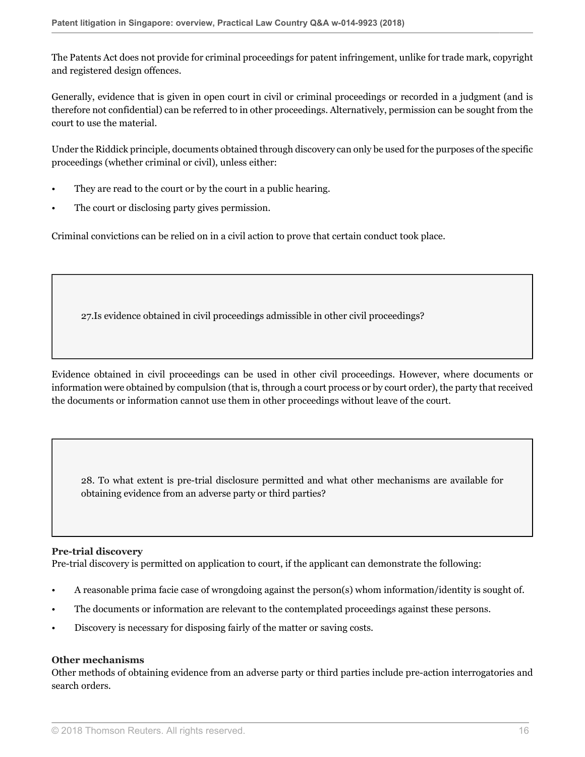The Patents Act does not provide for criminal proceedings for patent infringement, unlike for trade mark, copyright and registered design offences.

Generally, evidence that is given in open court in civil or criminal proceedings or recorded in a judgment (and is therefore not confidential) can be referred to in other proceedings. Alternatively, permission can be sought from the court to use the material.

Under the Riddick principle, documents obtained through discovery can only be used for the purposes of the specific proceedings (whether criminal or civil), unless either:

- They are read to the court or by the court in a public hearing.
- The court or disclosing party gives permission.

Criminal convictions can be relied on in a civil action to prove that certain conduct took place.

### 27. Is evidence obtained in civil proceedings admissible in other civil proceedings?

Evidence obtained in civil proceedings can be used in other civil proceedings. However, where documents or information were obtained by compulsion (that is, through a court process or by court order), the party that received the documents or information cannot use them in other proceedings without leave of the court.

### 28. To what extent is pre-trial disclosure permitted and what other mechanisms are available for obtaining evidence from an adverse party or third parties?

**Pre-trial discovery**
Pre-trial discovery is permitted on application to court, if the applicant can demonstrate the following:

- A reasonable prima facie case of wrongdoing against the person(s) whom information/identity is sought of.
- The documents or information are relevant to the contemplated proceedings against these persons.
- Discovery is necessary for disposing fairly of the matter or saving costs.

**Other mechanisms**
Other methods of obtaining evidence from an adverse party or third parties include pre-action interrogatories and search orders.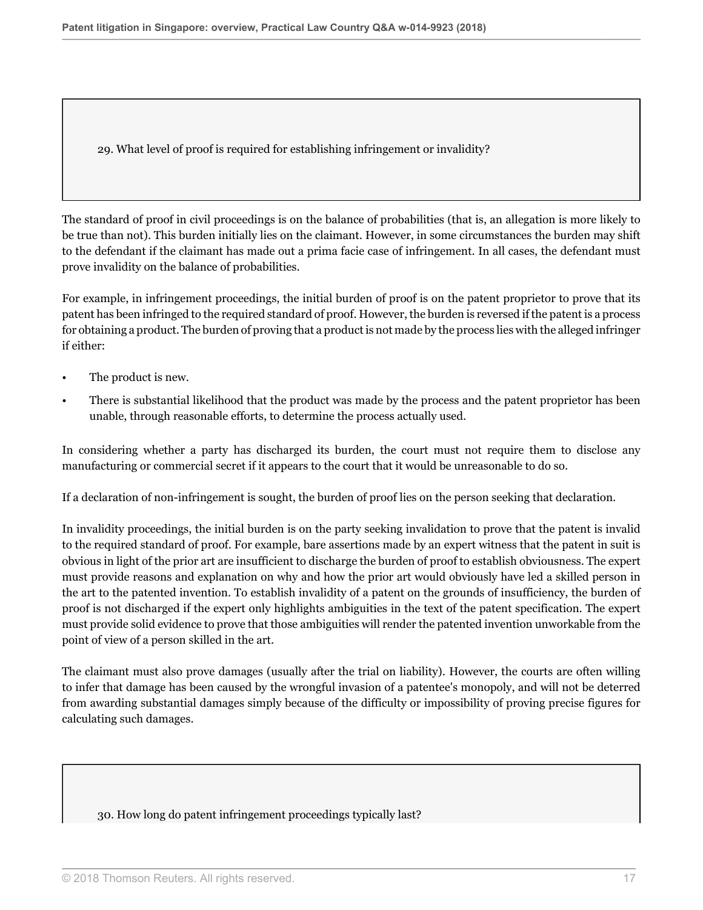### 29. What level of proof is required for establishing infringement or invalidity?

The standard of proof in civil proceedings is on the balance of probabilities (that is, an allegation is more likely to be true than not). This burden initially lies on the claimant. However, in some circumstances the burden may shift to the defendant if the claimant has made out a prima facie case of infringement. In all cases, the defendant must prove invalidity on the balance of probabilities.

For example, in infringement proceedings, the initial burden of proof is on the patent proprietor to prove that its patent has been infringed to the required standard of proof. However, the burden is reversed if the patent is a process for obtaining a product. The burden of proving that a product is not made by the process lies with the alleged infringer if either:

- The product is new.
- There is substantial likelihood that the product was made by the process and the patent proprietor has been unable, through reasonable efforts, to determine the process actually used.

In considering whether a party has discharged its burden, the court must not require them to disclose any manufacturing or commercial secret if it appears to the court that it would be unreasonable to do so.

If a declaration of non-infringement is sought, the burden of proof lies on the person seeking that declaration.

In invalidity proceedings, the initial burden is on the party seeking invalidation to prove that the patent is invalid to the required standard of proof. For example, bare assertions made by an expert witness that the patent in suit is obvious in light of the prior art are insufficient to discharge the burden of proof to establish obviousness. The expert must provide reasons and explanation on why and how the prior art would obviously have led a skilled person in the art to the patented invention. To establish invalidity of a patent on the grounds of insufficiency, the burden of proof is not discharged if the expert only highlights ambiguities in the text of the patent specification. The expert must provide solid evidence to prove that those ambiguities will render the patented invention unworkable from the point of view of a person skilled in the art.

The claimant must also prove damages (usually after the trial on liability). However, the courts are often willing to infer that damage has been caused by the wrongful invasion of a patentee's monopoly, and will not be deterred from awarding substantial damages simply because of the difficulty or impossibility of proving precise figures for calculating such damages.

### 30. How long do patent infringement proceedings typically last?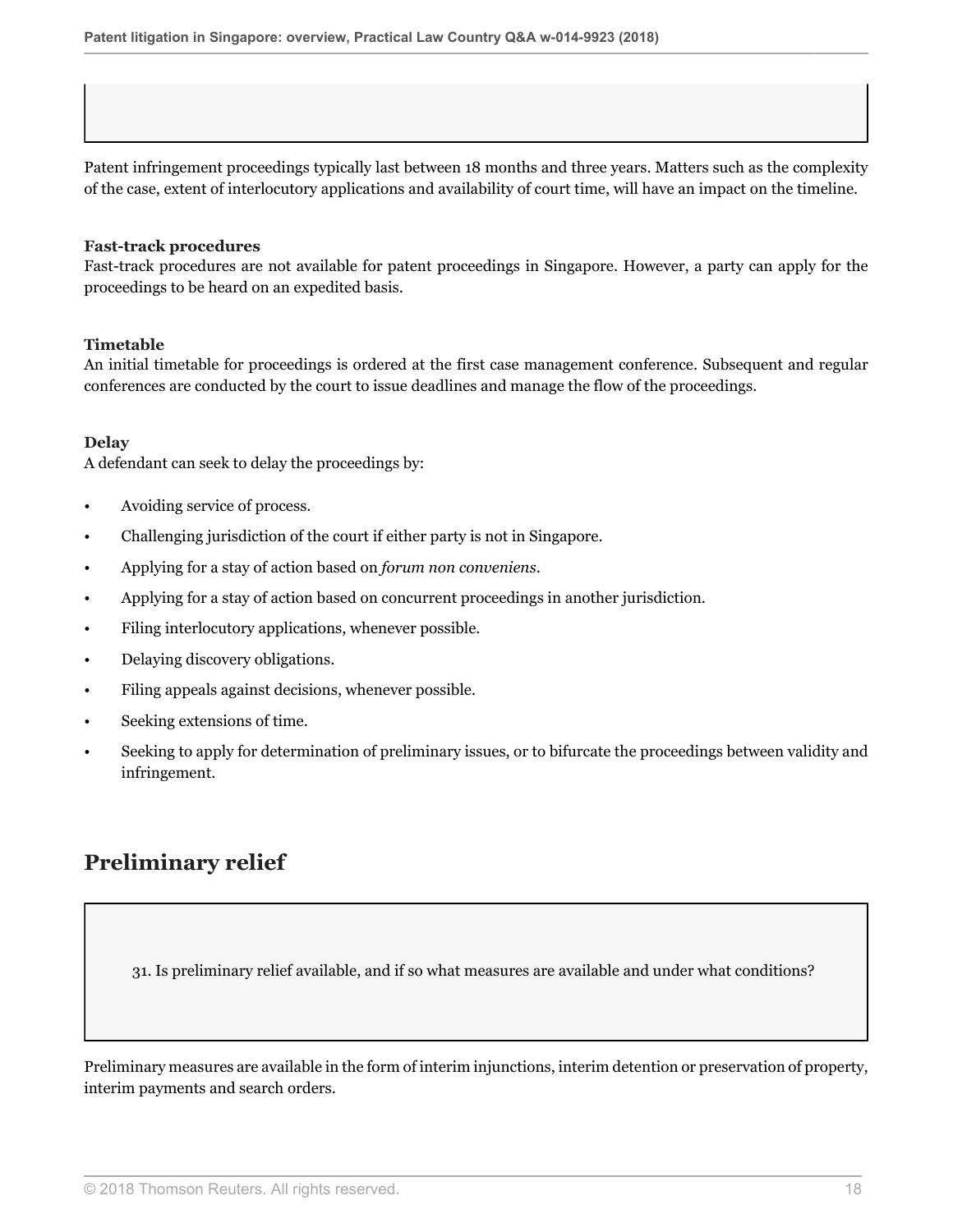Patent infringement proceedings typically last between 18 months and three years. Matters such as the complexity of the case, extent of interlocutory applications and availability of court time, will have an impact on the timeline.

**Fast-track procedures**
Fast-track procedures are not available for patent proceedings in Singapore. However, a party can apply for the proceedings to be heard on an expedited basis.

**Timetable**
An initial timetable for proceedings is ordered at the first case management conference. Subsequent and regular conferences are conducted by the court to issue deadlines and manage the flow of the proceedings.

**Delay**
A defendant can seek to delay the proceedings by:

- Avoiding service of process.
- Challenging jurisdiction of the court if either party is not in Singapore.
- Applying for a stay of action based on *forum non conveniens*.
- Applying for a stay of action based on concurrent proceedings in another jurisdiction.
- Filing interlocutory applications, whenever possible.
- Delaying discovery obligations.
- Filing appeals against decisions, whenever possible.
- Seeking extensions of time.
- Seeking to apply for determination of preliminary issues, or to bifurcate the proceedings between validity and infringement.

## Preliminary relief

> 31. Is preliminary relief available, and if so what measures are available and under what conditions?

Preliminary measures are available in the form of interim injunctions, interim detention or preservation of property, interim payments and search orders.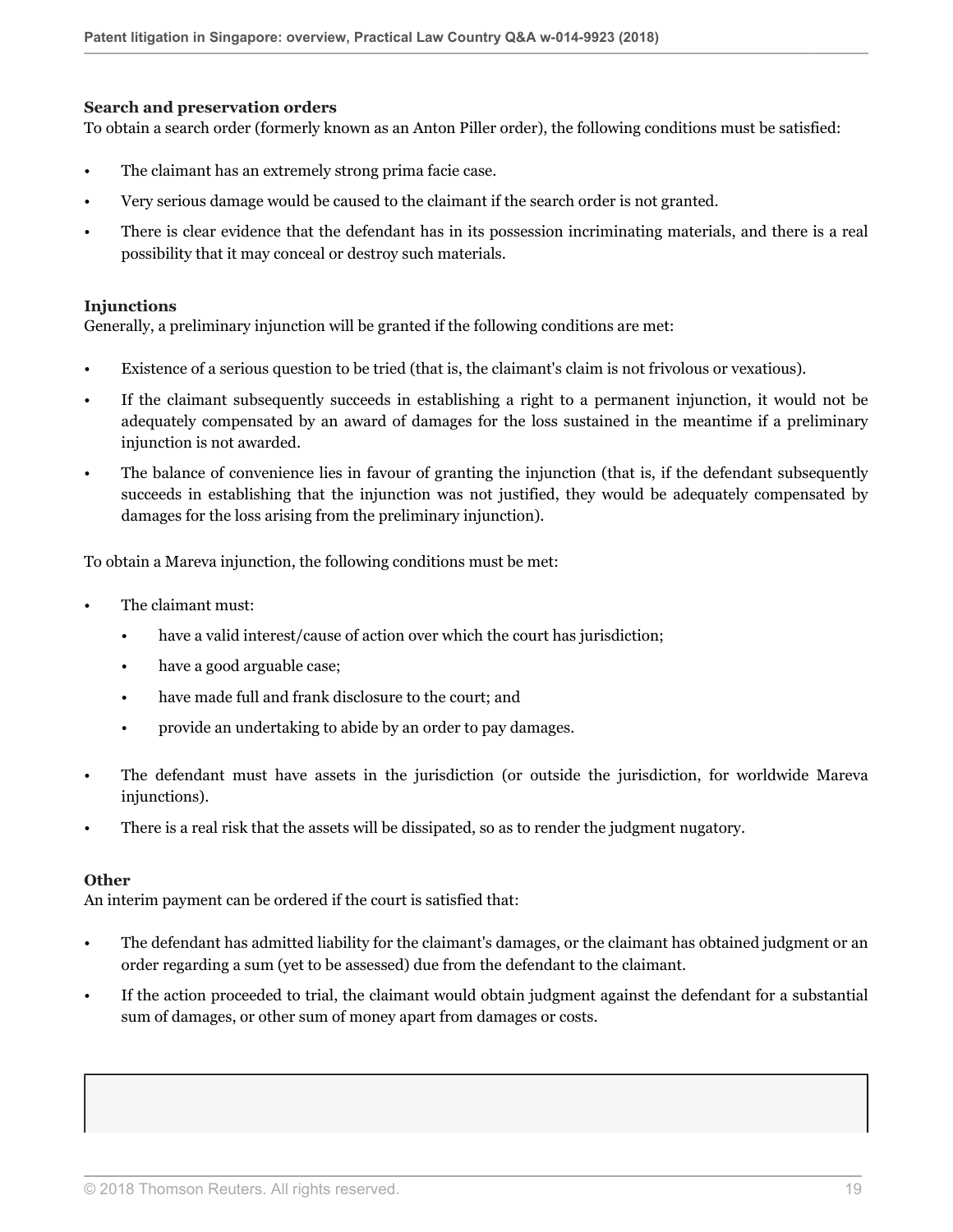**Search and preservation orders**

To obtain a search order (formerly known as an Anton Piller order), the following conditions must be satisfied:

- The claimant has an extremely strong prima facie case.
- Very serious damage would be caused to the claimant if the search order is not granted.
- There is clear evidence that the defendant has in its possession incriminating materials, and there is a real possibility that it may conceal or destroy such materials.

**Injunctions**

Generally, a preliminary injunction will be granted if the following conditions are met:

- Existence of a serious question to be tried (that is, the claimant's claim is not frivolous or vexatious).
- If the claimant subsequently succeeds in establishing a right to a permanent injunction, it would not be adequately compensated by an award of damages for the loss sustained in the meantime if a preliminary injunction is not awarded.
- The balance of convenience lies in favour of granting the injunction (that is, if the defendant subsequently succeeds in establishing that the injunction was not justified, they would be adequately compensated by damages for the loss arising from the preliminary injunction).

To obtain a Mareva injunction, the following conditions must be met:

- The claimant must:
  - have a valid interest/cause of action over which the court has jurisdiction;
  - have a good arguable case;
  - have made full and frank disclosure to the court; and
  - provide an undertaking to abide by an order to pay damages.
- The defendant must have assets in the jurisdiction (or outside the jurisdiction, for worldwide Mareva injunctions).
- There is a real risk that the assets will be dissipated, so as to render the judgment nugatory.

**Other**

An interim payment can be ordered if the court is satisfied that:

- The defendant has admitted liability for the claimant's damages, or the claimant has obtained judgment or an order regarding a sum (yet to be assessed) due from the defendant to the claimant.
- If the action proceeded to trial, the claimant would obtain judgment against the defendant for a substantial sum of damages, or other sum of money apart from damages or costs.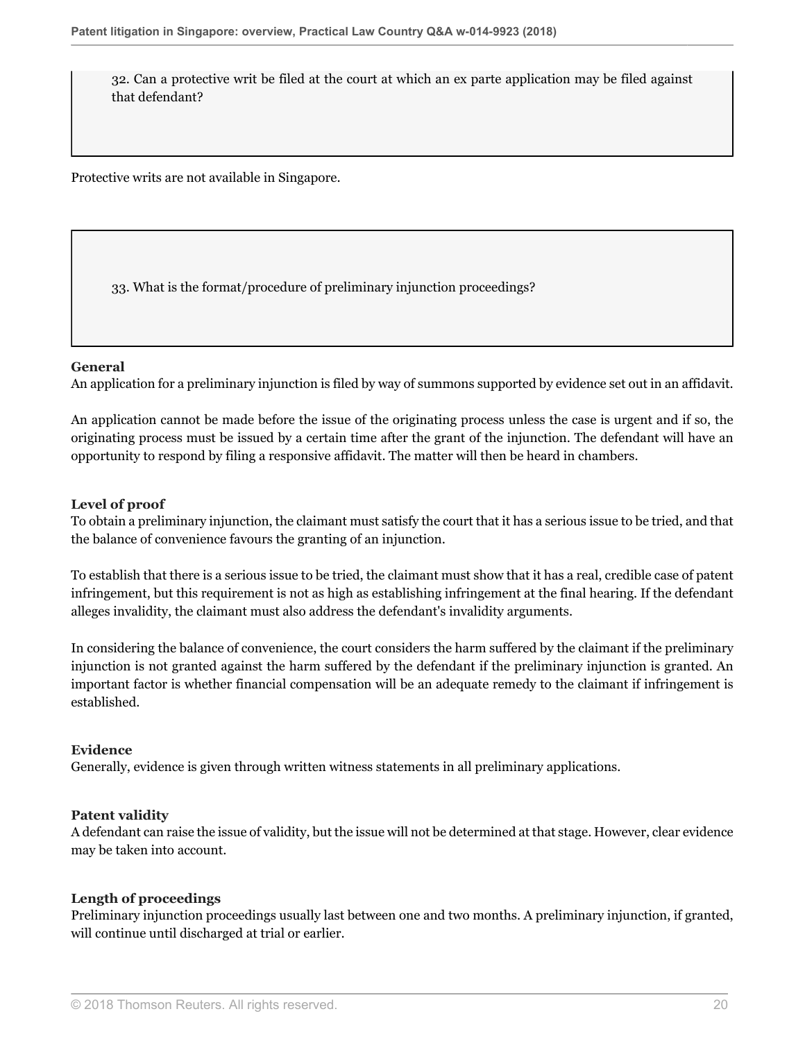32. Can a protective writ be filed at the court at which an ex parte application may be filed against that defendant?

Protective writs are not available in Singapore.

33. What is the format/procedure of preliminary injunction proceedings?

**General**

An application for a preliminary injunction is filed by way of summons supported by evidence set out in an affidavit.

An application cannot be made before the issue of the originating process unless the case is urgent and if so, the originating process must be issued by a certain time after the grant of the injunction. The defendant will have an opportunity to respond by filing a responsive affidavit. The matter will then be heard in chambers.

**Level of proof**

To obtain a preliminary injunction, the claimant must satisfy the court that it has a serious issue to be tried, and that the balance of convenience favours the granting of an injunction.

To establish that there is a serious issue to be tried, the claimant must show that it has a real, credible case of patent infringement, but this requirement is not as high as establishing infringement at the final hearing. If the defendant alleges invalidity, the claimant must also address the defendant's invalidity arguments.

In considering the balance of convenience, the court considers the harm suffered by the claimant if the preliminary injunction is not granted against the harm suffered by the defendant if the preliminary injunction is granted. An important factor is whether financial compensation will be an adequate remedy to the claimant if infringement is established.

**Evidence**

Generally, evidence is given through written witness statements in all preliminary applications.

**Patent validity**

A defendant can raise the issue of validity, but the issue will not be determined at that stage. However, clear evidence may be taken into account.

**Length of proceedings**

Preliminary injunction proceedings usually last between one and two months. A preliminary injunction, if granted, will continue until discharged at trial or earlier.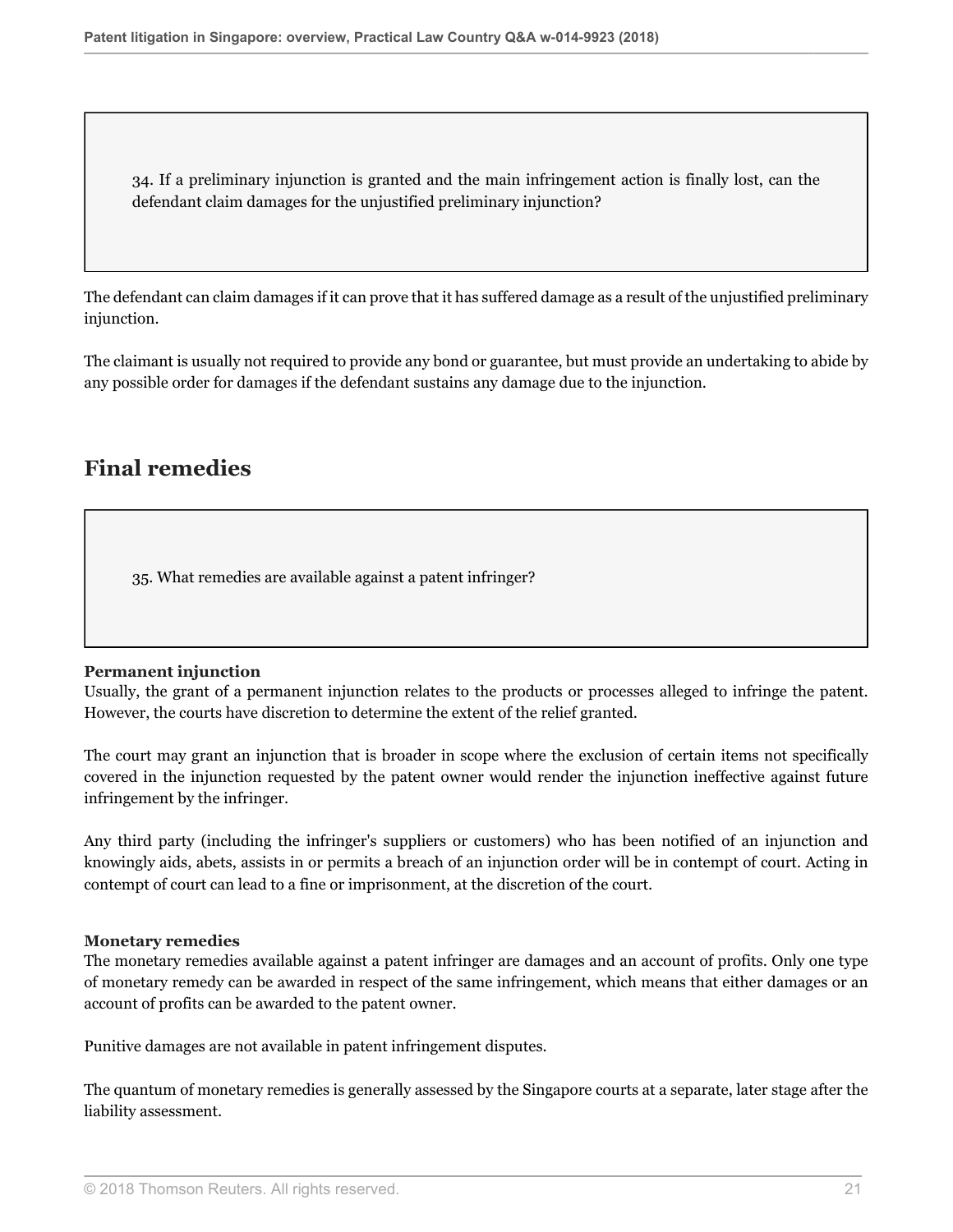34. If a preliminary injunction is granted and the main infringement action is finally lost, can the defendant claim damages for the unjustified preliminary injunction?

The defendant can claim damages if it can prove that it has suffered damage as a result of the unjustified preliminary injunction.

The claimant is usually not required to provide any bond or guarantee, but must provide an undertaking to abide by any possible order for damages if the defendant sustains any damage due to the injunction.

## Final remedies

35. What remedies are available against a patent infringer?

**Permanent injunction**
Usually, the grant of a permanent injunction relates to the products or processes alleged to infringe the patent. However, the courts have discretion to determine the extent of the relief granted.

The court may grant an injunction that is broader in scope where the exclusion of certain items not specifically covered in the injunction requested by the patent owner would render the injunction ineffective against future infringement by the infringer.

Any third party (including the infringer's suppliers or customers) who has been notified of an injunction and knowingly aids, abets, assists in or permits a breach of an injunction order will be in contempt of court. Acting in contempt of court can lead to a fine or imprisonment, at the discretion of the court.

**Monetary remedies**
The monetary remedies available against a patent infringer are damages and an account of profits. Only one type of monetary remedy can be awarded in respect of the same infringement, which means that either damages or an account of profits can be awarded to the patent owner.

Punitive damages are not available in patent infringement disputes.

The quantum of monetary remedies is generally assessed by the Singapore courts at a separate, later stage after the liability assessment.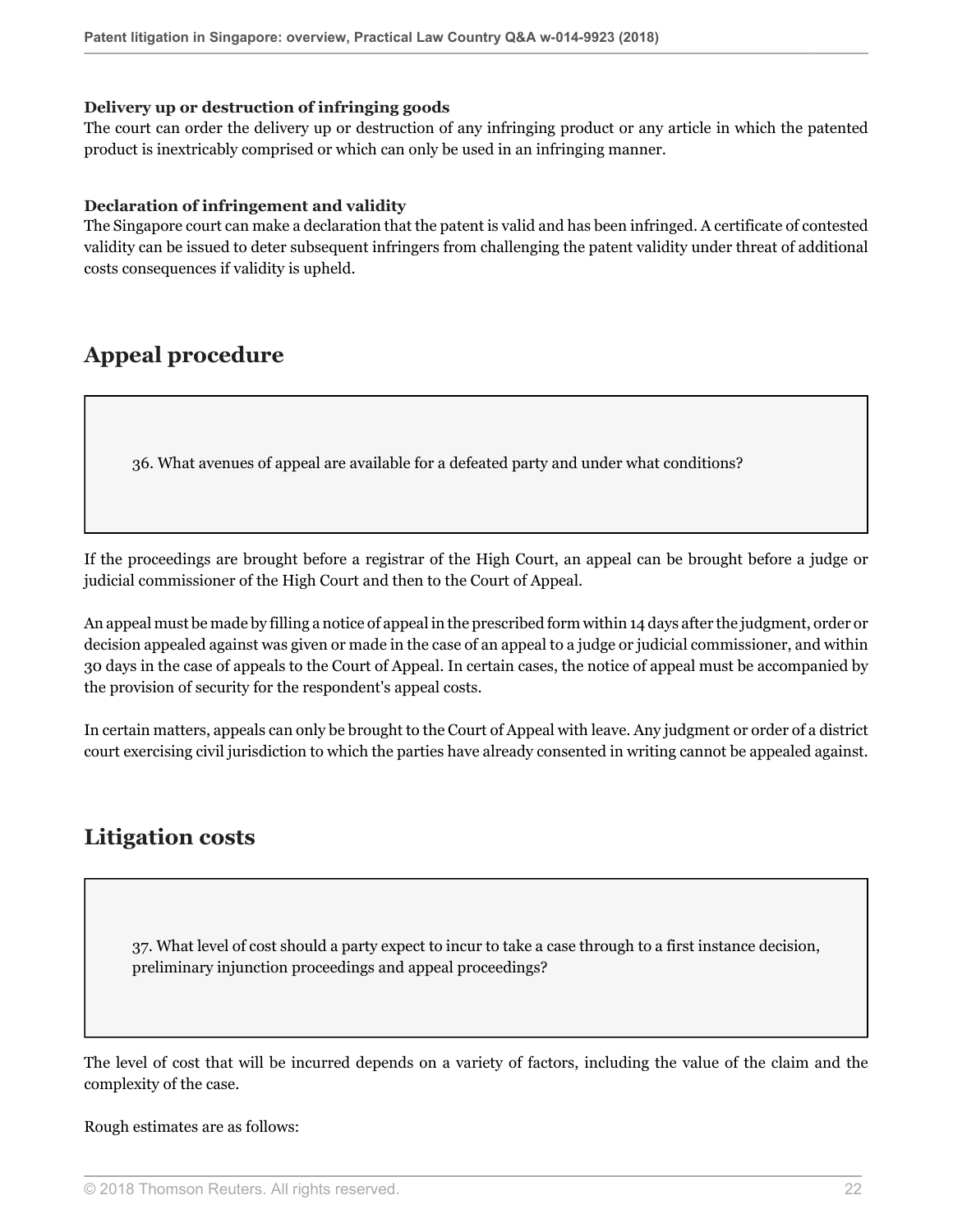**Delivery up or destruction of infringing goods**

The court can order the delivery up or destruction of any infringing product or any article in which the patented product is inextricably comprised or which can only be used in an infringing manner.

**Declaration of infringement and validity**

The Singapore court can make a declaration that the patent is valid and has been infringed. A certificate of contested validity can be issued to deter subsequent infringers from challenging the patent validity under threat of additional costs consequences if validity is upheld.

## Appeal procedure

> 36. What avenues of appeal are available for a defeated party and under what conditions?

If the proceedings are brought before a registrar of the High Court, an appeal can be brought before a judge or judicial commissioner of the High Court and then to the Court of Appeal.

An appeal must be made by filling a notice of appeal in the prescribed form within 14 days after the judgment, order or decision appealed against was given or made in the case of an appeal to a judge or judicial commissioner, and within 30 days in the case of appeals to the Court of Appeal. In certain cases, the notice of appeal must be accompanied by the provision of security for the respondent's appeal costs.

In certain matters, appeals can only be brought to the Court of Appeal with leave. Any judgment or order of a district court exercising civil jurisdiction to which the parties have already consented in writing cannot be appealed against.

## Litigation costs

> 37. What level of cost should a party expect to incur to take a case through to a first instance decision, preliminary injunction proceedings and appeal proceedings?

The level of cost that will be incurred depends on a variety of factors, including the value of the claim and the complexity of the case.

Rough estimates are as follows: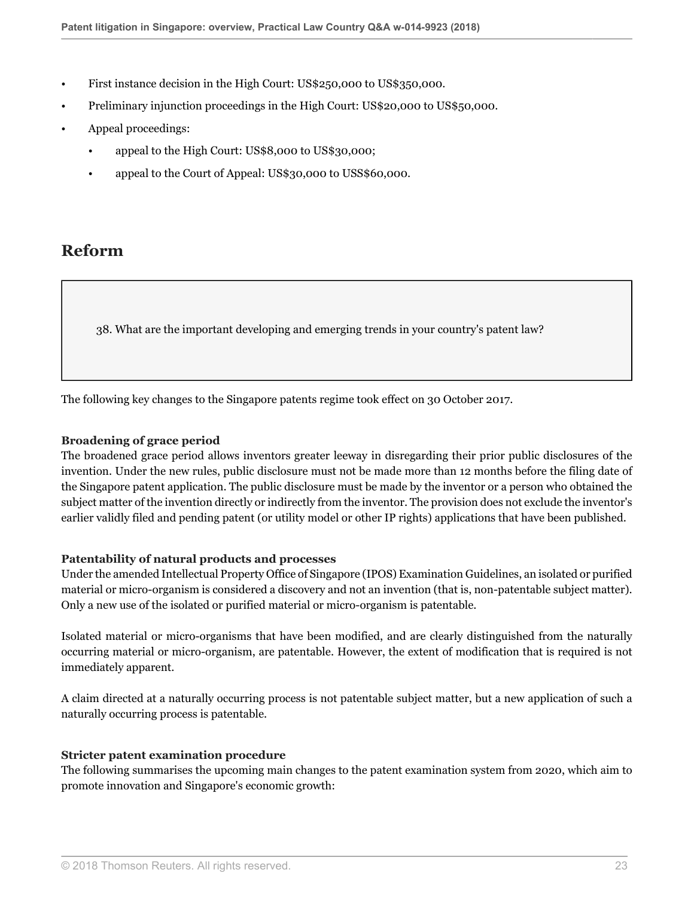- First instance decision in the High Court: US$250,000 to US$350,000.
- Preliminary injunction proceedings in the High Court: US$20,000 to US$50,000.
- Appeal proceedings:
  - appeal to the High Court: US$8,000 to US$30,000;
  - appeal to the Court of Appeal: US$30,000 to USS$60,000.

## Reform

> 38. What are the important developing and emerging trends in your country's patent law?

The following key changes to the Singapore patents regime took effect on 30 October 2017.

**Broadening of grace period**
The broadened grace period allows inventors greater leeway in disregarding their prior public disclosures of the invention. Under the new rules, public disclosure must not be made more than 12 months before the filing date of the Singapore patent application. The public disclosure must be made by the inventor or a person who obtained the subject matter of the invention directly or indirectly from the inventor. The provision does not exclude the inventor's earlier validly filed and pending patent (or utility model or other IP rights) applications that have been published.

**Patentability of natural products and processes**
Under the amended Intellectual Property Office of Singapore (IPOS) Examination Guidelines, an isolated or purified material or micro-organism is considered a discovery and not an invention (that is, non-patentable subject matter). Only a new use of the isolated or purified material or micro-organism is patentable.

Isolated material or micro-organisms that have been modified, and are clearly distinguished from the naturally occurring material or micro-organism, are patentable. However, the extent of modification that is required is not immediately apparent.

A claim directed at a naturally occurring process is not patentable subject matter, but a new application of such a naturally occurring process is patentable.

**Stricter patent examination procedure**
The following summarises the upcoming main changes to the patent examination system from 2020, which aim to promote innovation and Singapore's economic growth: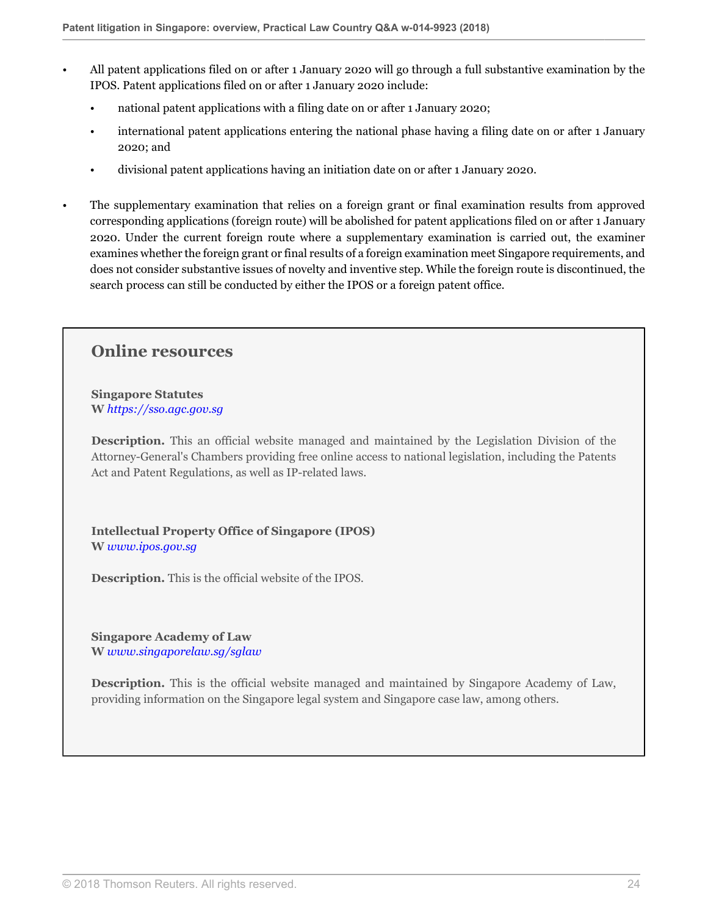- All patent applications filed on or after 1 January 2020 will go through a full substantive examination by the IPOS. Patent applications filed on or after 1 January 2020 include:
  - national patent applications with a filing date on or after 1 January 2020;
  - international patent applications entering the national phase having a filing date on or after 1 January 2020; and
  - divisional patent applications having an initiation date on or after 1 January 2020.
- The supplementary examination that relies on a foreign grant or final examination results from approved corresponding applications (foreign route) will be abolished for patent applications filed on or after 1 January 2020. Under the current foreign route where a supplementary examination is carried out, the examiner examines whether the foreign grant or final results of a foreign examination meet Singapore requirements, and does not consider substantive issues of novelty and inventive step. While the foreign route is discontinued, the search process can still be conducted by either the IPOS or a foreign patent office.

## Online resources

**Singapore Statutes**
**W** *https://sso.agc.gov.sg*

**Description.** This an official website managed and maintained by the Legislation Division of the Attorney-General's Chambers providing free online access to national legislation, including the Patents Act and Patent Regulations, as well as IP-related laws.

**Intellectual Property Office of Singapore (IPOS)**
**W** *www.ipos.gov.sg*

**Description.** This is the official website of the IPOS.

**Singapore Academy of Law**
**W** *www.singaporelaw.sg/sglaw*

**Description.** This is the official website managed and maintained by Singapore Academy of Law, providing information on the Singapore legal system and Singapore case law, among others.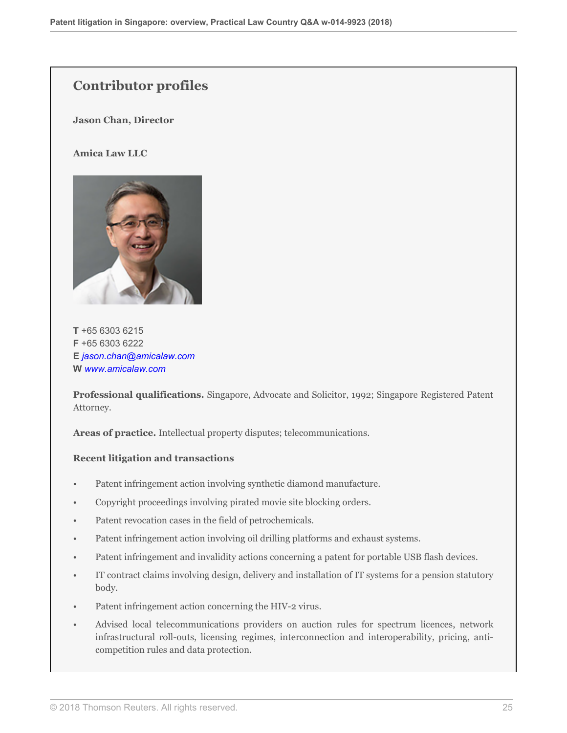## Contributor profiles

**Jason Chan, Director**

**Amica Law LLC**

**T** +65 6303 6215
**F** +65 6303 6222
**E** *jason.chan@amicalaw.com*
**W** *www.amicalaw.com*

**Professional qualifications.** Singapore, Advocate and Solicitor, 1992; Singapore Registered Patent Attorney.

**Areas of practice.** Intellectual property disputes; telecommunications.

**Recent litigation and transactions**

- Patent infringement action involving synthetic diamond manufacture.
- Copyright proceedings involving pirated movie site blocking orders.
- Patent revocation cases in the field of petrochemicals.
- Patent infringement action involving oil drilling platforms and exhaust systems.
- Patent infringement and invalidity actions concerning a patent for portable USB flash devices.
- IT contract claims involving design, delivery and installation of IT systems for a pension statutory body.
- Patent infringement action concerning the HIV-2 virus.
- Advised local telecommunications providers on auction rules for spectrum licences, network infrastructural roll-outs, licensing regimes, interconnection and interoperability, pricing, anti-competition rules and data protection.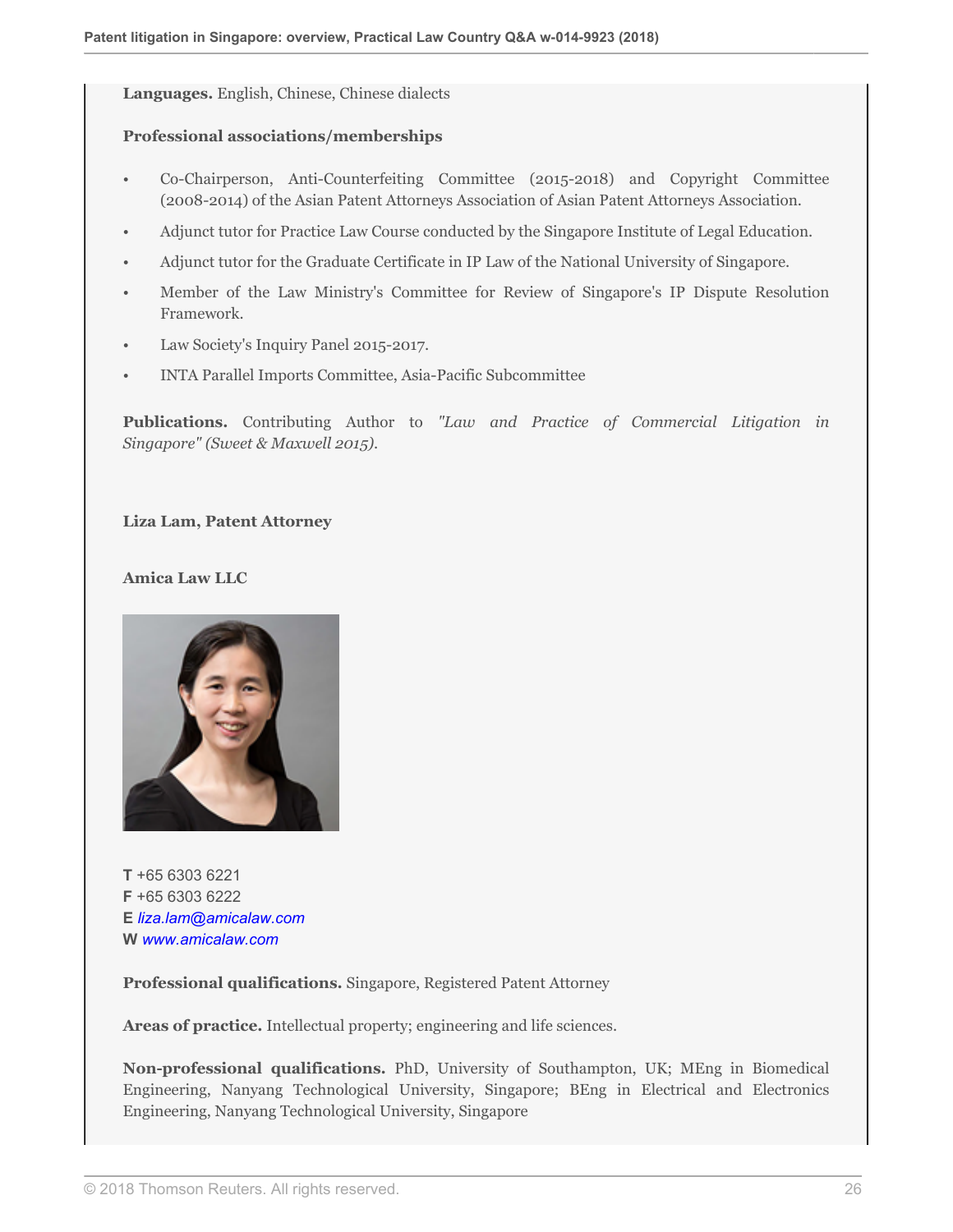**Languages.** English, Chinese, Chinese dialects

**Professional associations/memberships**

- Co-Chairperson, Anti-Counterfeiting Committee (2015-2018) and Copyright Committee (2008-2014) of the Asian Patent Attorneys Association of Asian Patent Attorneys Association.
- Adjunct tutor for Practice Law Course conducted by the Singapore Institute of Legal Education.
- Adjunct tutor for the Graduate Certificate in IP Law of the National University of Singapore.
- Member of the Law Ministry's Committee for Review of Singapore's IP Dispute Resolution Framework.
- Law Society's Inquiry Panel 2015-2017.
- INTA Parallel Imports Committee, Asia-Pacific Subcommittee

**Publications.** Contributing Author to *"Law and Practice of Commercial Litigation in Singapore" (Sweet & Maxwell 2015).*

**Liza Lam, Patent Attorney**

**Amica Law LLC**

**T** +65 6303 6221
**F** +65 6303 6222
**E** *liza.lam@amicalaw.com*
**W** *www.amicalaw.com*

**Professional qualifications.** Singapore, Registered Patent Attorney

**Areas of practice.** Intellectual property; engineering and life sciences.

**Non-professional qualifications.** PhD, University of Southampton, UK; MEng in Biomedical Engineering, Nanyang Technological University, Singapore; BEng in Electrical and Electronics Engineering, Nanyang Technological University, Singapore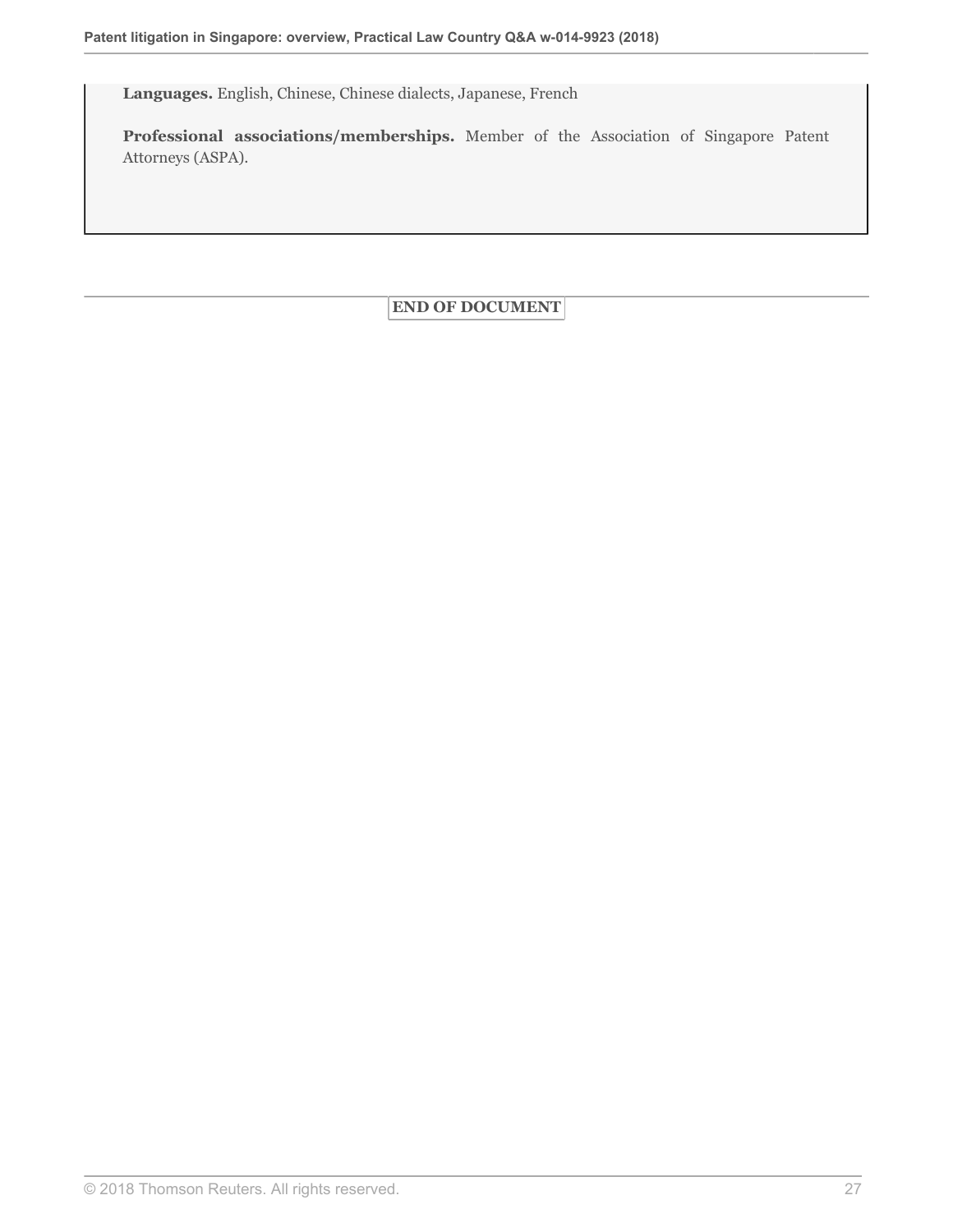**Languages.** English, Chinese, Chinese dialects, Japanese, French

**Professional associations/memberships.** Member of the Association of Singapore Patent Attorneys (ASPA).

**END OF DOCUMENT**